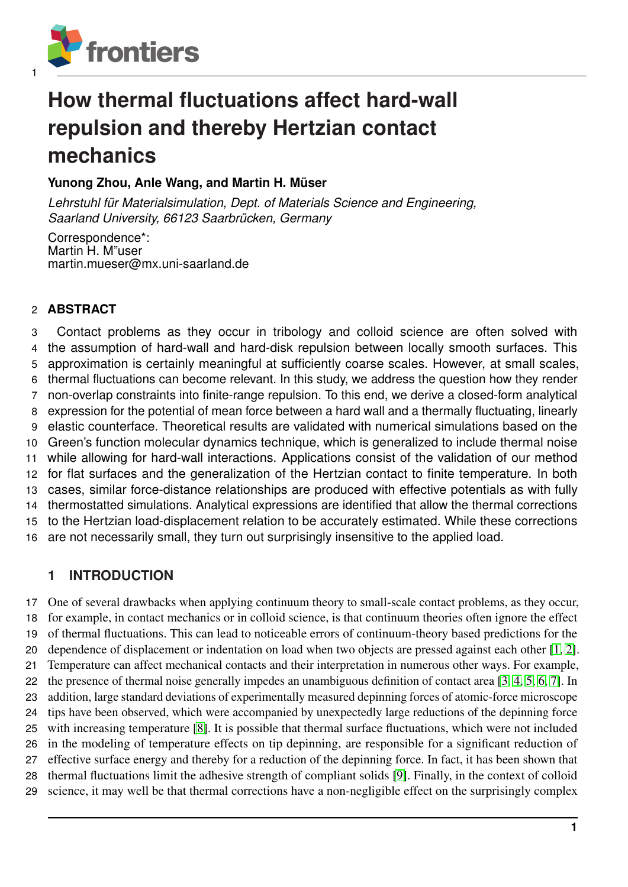# How thermal fluctuations affect hard-wall repulsion and thereby Hertzian contact mechanics

**Yunong Zhou, Anle Wang, and Martin H. Müser**

*Lehrstuhl für Materialsimulation, Dept. of Materials Science and Engineering, Saarland University, 66123 Saarbrücken, Germany*

Correspondence*:
Martin H. M"user
martin.mueser@mx.uni-saarland.de

## ABSTRACT

Contact problems as they occur in tribology and colloid science are often solved with the assumption of hard-wall and hard-disk repulsion between locally smooth surfaces. This approximation is certainly meaningful at sufficiently coarse scales. However, at small scales, thermal fluctuations can become relevant. In this study, we address the question how they render non-overlap constraints into finite-range repulsion. To this end, we derive a closed-form analytical expression for the potential of mean force between a hard wall and a thermally fluctuating, linearly elastic counterface. Theoretical results are validated with numerical simulations based on the Green's function molecular dynamics technique, which is generalized to include thermal noise while allowing for hard-wall interactions. Applications consist of the validation of our method for flat surfaces and the generalization of the Hertzian contact to finite temperature. In both cases, similar force-distance relationships are produced with effective potentials as with fully thermostatted simulations. Analytical expressions are identified that allow the thermal corrections to the Hertzian load-displacement relation to be accurately estimated. While these corrections are not necessarily small, they turn out surprisingly insensitive to the applied load.

## 1 INTRODUCTION

One of several drawbacks when applying continuum theory to small-scale contact problems, as they occur, for example, in contact mechanics or in colloid science, is that continuum theories often ignore the effect of thermal fluctuations. This can lead to noticeable errors of continuum-theory based predictions for the dependence of displacement or indentation on load when two objects are pressed against each other [1, 2]. Temperature can affect mechanical contacts and their interpretation in numerous other ways. For example, the presence of thermal noise generally impedes an unambiguous definition of contact area [3, 4, 5, 6, 7]. In addition, large standard deviations of experimentally measured depinning forces of atomic-force microscope tips have been observed, which were accompanied by unexpectedly large reductions of the depinning force with increasing temperature [8]. It is possible that thermal surface fluctuations, which were not included in the modeling of temperature effects on tip depinning, are responsible for a significant reduction of effective surface energy and thereby for a reduction of the depinning force. In fact, it has been shown that thermal fluctuations limit the adhesive strength of compliant solids [9]. Finally, in the context of colloid science, it may well be that thermal corrections have a non-negligible effect on the surprisingly complex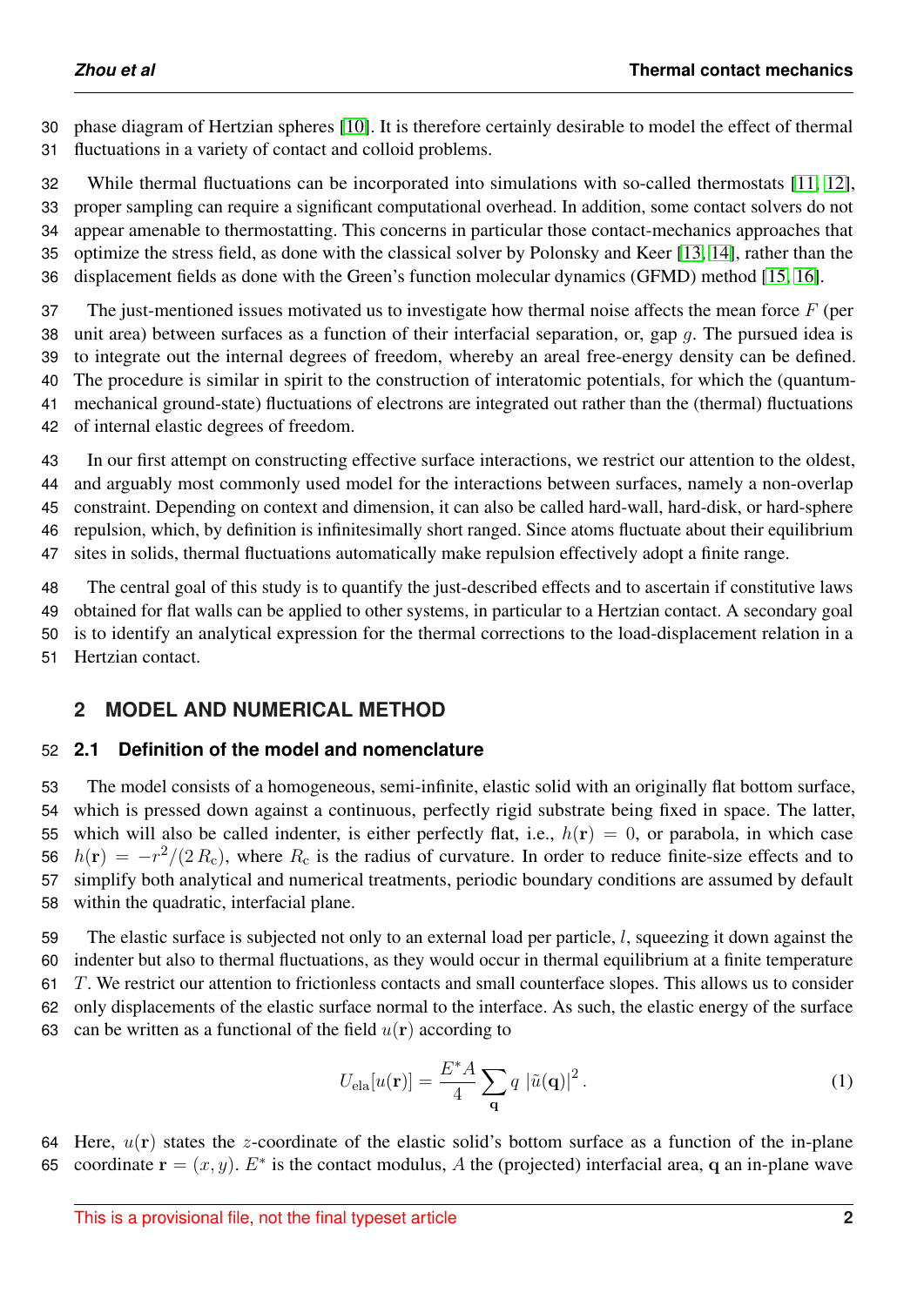phase diagram of Hertzian spheres [10]. It is therefore certainly desirable to model the effect of thermal fluctuations in a variety of contact and colloid problems.

While thermal fluctuations can be incorporated into simulations with so-called thermostats [11, 12], proper sampling can require a significant computational overhead. In addition, some contact solvers do not appear amenable to thermostatting. This concerns in particular those contact-mechanics approaches that optimize the stress field, as done with the classical solver by Polonsky and Keer [13, 14], rather than the displacement fields as done with the Green's function molecular dynamics (GFMD) method [15, 16].

The just-mentioned issues motivated us to investigate how thermal noise affects the mean force $F$ (per unit area) between surfaces as a function of their interfacial separation, or, gap $g$. The pursued idea is to integrate out the internal degrees of freedom, whereby an areal free-energy density can be defined. The procedure is similar in spirit to the construction of interatomic potentials, for which the (quantum-mechanical ground-state) fluctuations of electrons are integrated out rather than the (thermal) fluctuations of internal elastic degrees of freedom.

In our first attempt on constructing effective surface interactions, we restrict our attention to the oldest, and arguably most commonly used model for the interactions between surfaces, namely a non-overlap constraint. Depending on context and dimension, it can also be called hard-wall, hard-disk, or hard-sphere repulsion, which, by definition is infinitesimally short ranged. Since atoms fluctuate about their equilibrium sites in solids, thermal fluctuations automatically make repulsion effectively adopt a finite range.

The central goal of this study is to quantify the just-described effects and to ascertain if constitutive laws obtained for flat walls can be applied to other systems, in particular to a Hertzian contact. A secondary goal is to identify an analytical expression for the thermal corrections to the load-displacement relation in a Hertzian contact.

## 2 MODEL AND NUMERICAL METHOD

### 2.1 Definition of the model and nomenclature

The model consists of a homogeneous, semi-infinite, elastic solid with an originally flat bottom surface, which is pressed down against a continuous, perfectly rigid substrate being fixed in space. The latter, which will also be called indenter, is either perfectly flat, i.e., $h(\mathbf{r}) = 0$, or parabola, in which case $h(\mathbf{r}) = -r^2/(2\,R_\mathrm{c})$, where $R_\mathrm{c}$ is the radius of curvature. In order to reduce finite-size effects and to simplify both analytical and numerical treatments, periodic boundary conditions are assumed by default within the quadratic, interfacial plane.

The elastic surface is subjected not only to an external load per particle, $l$, squeezing it down against the indenter but also to thermal fluctuations, as they would occur in thermal equilibrium at a finite temperature $T$. We restrict our attention to frictionless contacts and small counterface slopes. This allows us to consider only displacements of the elastic surface normal to the interface. As such, the elastic energy of the surface can be written as a functional of the field $u(\mathbf{r})$ according to

$$U_\mathrm{ela}[u(\mathbf{r})] = \frac{E^* A}{4} \sum_{\mathbf{q}} q \, |\tilde{u}(\mathbf{q})|^2 \,. \tag{1}$$

Here, $u(\mathbf{r})$ states the $z$-coordinate of the elastic solid's bottom surface as a function of the in-plane coordinate $\mathbf{r} = (x, y)$. $E^*$ is the contact modulus, $A$ the (projected) interfacial area, $\mathbf{q}$ an in-plane wave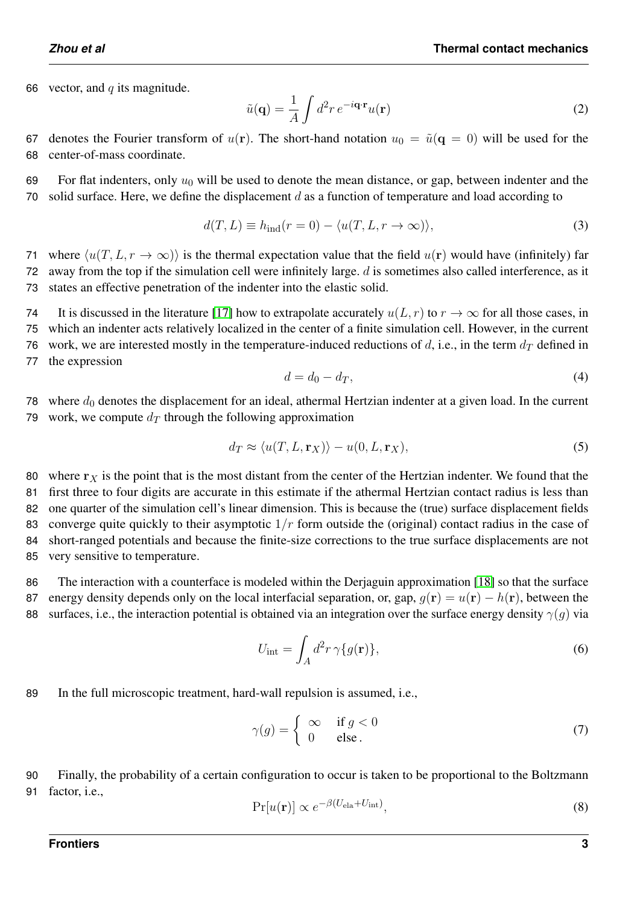vector, and $q$ its magnitude.

$$\tilde{u}(\mathbf{q}) = \frac{1}{A}\int d^2r\, e^{-i\mathbf{q}\cdot\mathbf{r}} u(\mathbf{r}) \tag{2}$$

denotes the Fourier transform of $u(\mathbf{r})$. The short-hand notation $u_0 = \tilde{u}(\mathbf{q} = 0)$ will be used for the center-of-mass coordinate.

For flat indenters, only $u_0$ will be used to denote the mean distance, or gap, between indenter and the solid surface. Here, we define the displacement $d$ as a function of temperature and load according to

$$d(T, L) \equiv h_{\text{ind}}(r = 0) - \langle u(T, L, r \to \infty)\rangle, \tag{3}$$

where $\langle u(T, L, r \to \infty)\rangle$ is the thermal expectation value that the field $u(\mathbf{r})$ would have (infinitely) far away from the top if the simulation cell were infinitely large. $d$ is sometimes also called interference, as it states an effective penetration of the indenter into the elastic solid.

It is discussed in the literature [17] how to extrapolate accurately $u(L, r)$ to $r \to \infty$ for all those cases, in which an indenter acts relatively localized in the center of a finite simulation cell. However, in the current work, we are interested mostly in the temperature-induced reductions of $d$, i.e., in the term $d_T$ defined in the expression

$$d = d_0 - d_T, \tag{4}$$

where $d_0$ denotes the displacement for an ideal, athermal Hertzian indenter at a given load. In the current work, we compute $d_T$ through the following approximation

$$d_T \approx \langle u(T, L, \mathbf{r}_X)\rangle - u(0, L, \mathbf{r}_X), \tag{5}$$

where $\mathbf{r}_X$ is the point that is the most distant from the center of the Hertzian indenter. We found that the first three to four digits are accurate in this estimate if the athermal Hertzian contact radius is less than one quarter of the simulation cell's linear dimension. This is because the (true) surface displacement fields converge quite quickly to their asymptotic $1/r$ form outside the (original) contact radius in the case of short-ranged potentials and because the finite-size corrections to the true surface displacements are not very sensitive to temperature.

The interaction with a counterface is modeled within the Derjaguin approximation [18] so that the surface energy density depends only on the local interfacial separation, or, gap, $g(\mathbf{r}) = u(\mathbf{r}) - h(\mathbf{r})$, between the surfaces, i.e., the interaction potential is obtained via an integration over the surface energy density $\gamma(g)$ via

$$U_{\text{int}} = \int_A d^2r\, \gamma\{g(\mathbf{r})\}, \tag{6}$$

In the full microscopic treatment, hard-wall repulsion is assumed, i.e.,

$$\gamma(g) = \begin{cases} \infty & \text{if } g < 0 \\ 0 & \text{else}\,. \end{cases} \tag{7}$$

Finally, the probability of a certain configuration to occur is taken to be proportional to the Boltzmann factor, i.e.,

$$\Pr[u(\mathbf{r})] \propto e^{-\beta(U_{\text{ela}} + U_{\text{int}})}, \tag{8}$$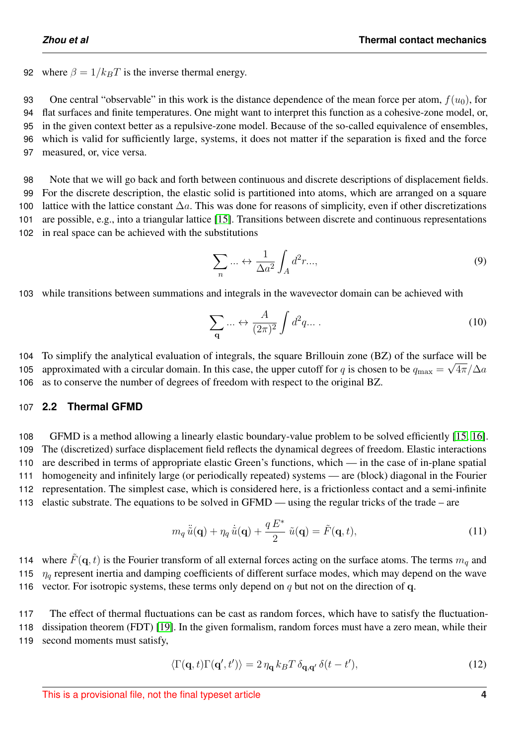where $\beta = 1/k_BT$ is the inverse thermal energy.

One central "observable" in this work is the distance dependence of the mean force per atom, $f(u_0)$, for flat surfaces and finite temperatures. One might want to interpret this function as a cohesive-zone model, or, in the given context better as a repulsive-zone model. Because of the so-called equivalence of ensembles, which is valid for sufficiently large, systems, it does not matter if the separation is fixed and the force measured, or, vice versa.

Note that we will go back and forth between continuous and discrete descriptions of displacement fields. For the discrete description, the elastic solid is partitioned into atoms, which are arranged on a square lattice with the lattice constant $\Delta a$. This was done for reasons of simplicity, even if other discretizations are possible, e.g., into a triangular lattice [15]. Transitions between discrete and continuous representations in real space can be achieved with the substitutions

$$\sum_n ... \leftrightarrow \frac{1}{\Delta a^2} \int_A d^2r..., \tag{9}$$

while transitions between summations and integrals in the wavevector domain can be achieved with

$$\sum_{\mathbf{q}} ... \leftrightarrow \frac{A}{(2\pi)^2} \int d^2q... \, . \tag{10}$$

To simplify the analytical evaluation of integrals, the square Brillouin zone (BZ) of the surface will be approximated with a circular domain. In this case, the upper cutoff for $q$ is chosen to be $q_{\text{max}} = \sqrt{4\pi}/\Delta a$ as to conserve the number of degrees of freedom with respect to the original BZ.

## 2.2 Thermal GFMD

GFMD is a method allowing a linearly elastic boundary-value problem to be solved efficiently [15, 16]. The (discretized) surface displacement field reflects the dynamical degrees of freedom. Elastic interactions are described in terms of appropriate elastic Green's functions, which — in the case of in-plane spatial homogeneity and infinitely large (or periodically repeated) systems — are (block) diagonal in the Fourier representation. The simplest case, which is considered here, is a frictionless contact and a semi-infinite elastic substrate. The equations to be solved in GFMD — using the regular tricks of the trade – are

$$m_q \, \ddot{\tilde{u}}(\mathbf{q}) + \eta_q \, \dot{\tilde{u}}(\mathbf{q}) + \frac{q \, E^*}{2} \, \tilde{u}(\mathbf{q}) = \tilde{F}(\mathbf{q}, t), \tag{11}$$

where $\tilde{F}(\mathbf{q}, t)$ is the Fourier transform of all external forces acting on the surface atoms. The terms $m_q$ and $\eta_q$ represent inertia and damping coefficients of different surface modes, which may depend on the wave vector. For isotropic systems, these terms only depend on $q$ but not on the direction of $\mathbf{q}$.

The effect of thermal fluctuations can be cast as random forces, which have to satisfy the fluctuation-dissipation theorem (FDT) [19]. In the given formalism, random forces must have a zero mean, while their second moments must satisfy,

$$\langle \Gamma(\mathbf{q}, t) \Gamma(\mathbf{q}', t') \rangle = 2 \, \eta_{\mathbf{q}} \, k_BT \, \delta_{\mathbf{q},\mathbf{q}'} \, \delta(t - t'), \tag{12}$$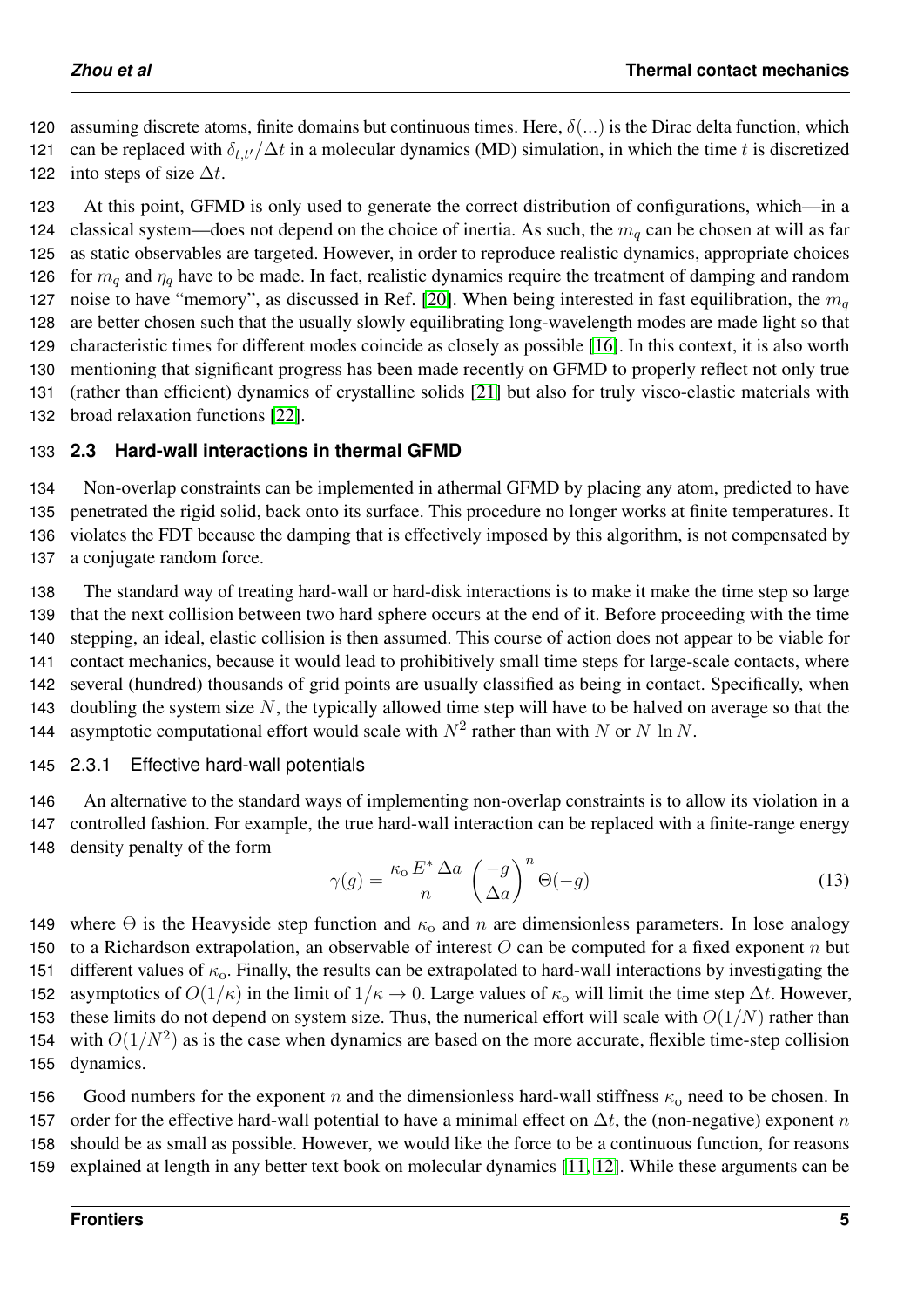assuming discrete atoms, finite domains but continuous times. Here, $\delta(...)$ is the Dirac delta function, which can be replaced with $\delta_{t,t'}/\Delta t$ in a molecular dynamics (MD) simulation, in which the time $t$ is discretized into steps of size $\Delta t$.

At this point, GFMD is only used to generate the correct distribution of configurations, which—in a classical system—does not depend on the choice of inertia. As such, the $m_q$ can be chosen at will as far as static observables are targeted. However, in order to reproduce realistic dynamics, appropriate choices for $m_q$ and $\eta_q$ have to be made. In fact, realistic dynamics require the treatment of damping and random noise to have "memory", as discussed in Ref. [20]. When being interested in fast equilibration, the $m_q$ are better chosen such that the usually slowly equilibrating long-wavelength modes are made light so that characteristic times for different modes coincide as closely as possible [16]. In this context, it is also worth mentioning that significant progress has been made recently on GFMD to properly reflect not only true (rather than efficient) dynamics of crystalline solids [21] but also for truly visco-elastic materials with broad relaxation functions [22].

### 2.3 Hard-wall interactions in thermal GFMD

Non-overlap constraints can be implemented in athermal GFMD by placing any atom, predicted to have penetrated the rigid solid, back onto its surface. This procedure no longer works at finite temperatures. It violates the FDT because the damping that is effectively imposed by this algorithm, is not compensated by a conjugate random force.

The standard way of treating hard-wall or hard-disk interactions is to make it make the time step so large that the next collision between two hard sphere occurs at the end of it. Before proceeding with the time stepping, an ideal, elastic collision is then assumed. This course of action does not appear to be viable for contact mechanics, because it would lead to prohibitively small time steps for large-scale contacts, where several (hundred) thousands of grid points are usually classified as being in contact. Specifically, when doubling the system size $N$, the typically allowed time step will have to be halved on average so that the asymptotic computational effort would scale with $N^2$ rather than with $N$ or $N \ln N$.

#### 2.3.1 Effective hard-wall potentials

An alternative to the standard ways of implementing non-overlap constraints is to allow its violation in a controlled fashion. For example, the true hard-wall interaction can be replaced with a finite-range energy density penalty of the form

$$\gamma(g) = \frac{\kappa_{\rm o}\, E^* \,\Delta a}{n} \left(\frac{-g}{\Delta a}\right)^n \Theta(-g) \tag{13}$$

where $\Theta$ is the Heavyside step function and $\kappa_{\rm o}$ and $n$ are dimensionless parameters. In lose analogy to a Richardson extrapolation, an observable of interest $O$ can be computed for a fixed exponent $n$ but different values of $\kappa_{\rm o}$. Finally, the results can be extrapolated to hard-wall interactions by investigating the asymptotics of $O(1/\kappa)$ in the limit of $1/\kappa \to 0$. Large values of $\kappa_{\rm o}$ will limit the time step $\Delta t$. However, these limits do not depend on system size. Thus, the numerical effort will scale with $O(1/N)$ rather than with $O(1/N^2)$ as is the case when dynamics are based on the more accurate, flexible time-step collision dynamics.

Good numbers for the exponent $n$ and the dimensionless hard-wall stiffness $\kappa_{\rm o}$ need to be chosen. In order for the effective hard-wall potential to have a minimal effect on $\Delta t$, the (non-negative) exponent $n$ should be as small as possible. However, we would like the force to be a continuous function, for reasons explained at length in any better text book on molecular dynamics [11, 12]. While these arguments can be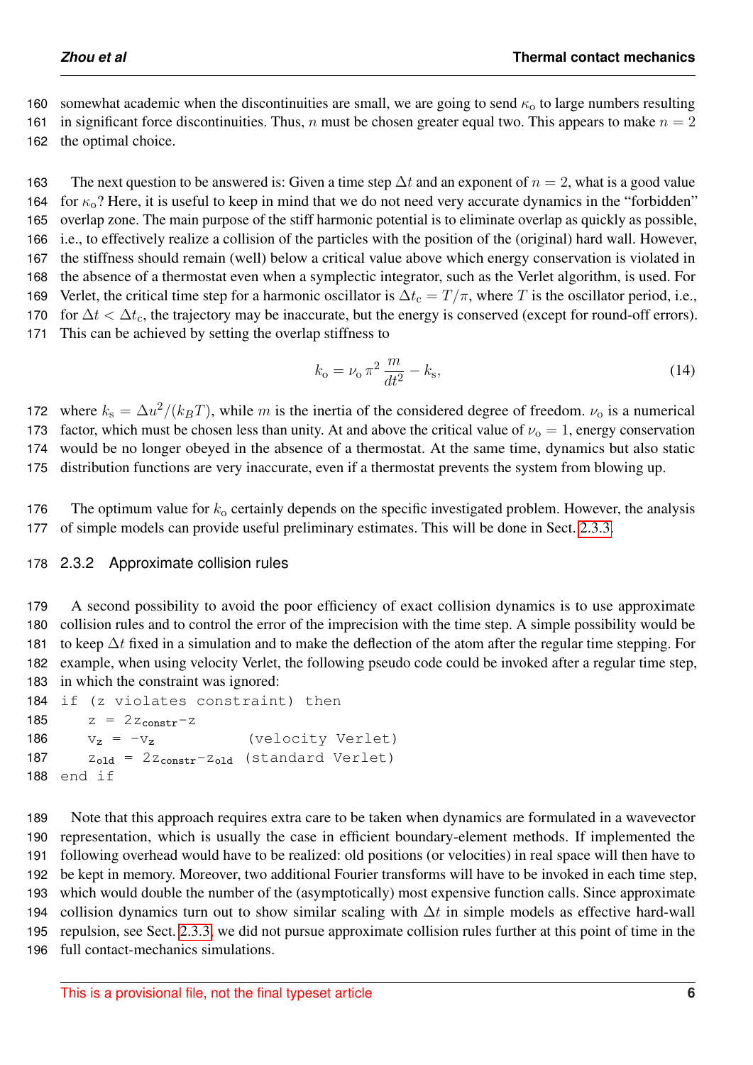somewhat academic when the discontinuities are small, we are going to send $\kappa_\mathrm{o}$ to large numbers resulting in significant force discontinuities. Thus, $n$ must be chosen greater equal two. This appears to make $n = 2$ the optimal choice.

The next question to be answered is: Given a time step $\Delta t$ and an exponent of $n = 2$, what is a good value for $\kappa_\mathrm{o}$? Here, it is useful to keep in mind that we do not need very accurate dynamics in the "forbidden" overlap zone. The main purpose of the stiff harmonic potential is to eliminate overlap as quickly as possible, i.e., to effectively realize a collision of the particles with the position of the (original) hard wall. However, the stiffness should remain (well) below a critical value above which energy conservation is violated in the absence of a thermostat even when a symplectic integrator, such as the Verlet algorithm, is used. For Verlet, the critical time step for a harmonic oscillator is $\Delta t_\mathrm{c} = T/\pi$, where $T$ is the oscillator period, i.e., for $\Delta t < \Delta t_\mathrm{c}$, the trajectory may be inaccurate, but the energy is conserved (except for round-off errors). This can be achieved by setting the overlap stiffness to

$$k_\mathrm{o} = \nu_\mathrm{o}\,\pi^2\,\frac{m}{dt^2} - k_\mathrm{s}, \tag{14}$$

where $k_\mathrm{s} = \Delta u^2/(k_B T)$, while $m$ is the inertia of the considered degree of freedom. $\nu_\mathrm{o}$ is a numerical factor, which must be chosen less than unity. At and above the critical value of $\nu_\mathrm{o} = 1$, energy conservation would be no longer obeyed in the absence of a thermostat. At the same time, dynamics but also static distribution functions are very inaccurate, even if a thermostat prevents the system from blowing up.

The optimum value for $k_\mathrm{o}$ certainly depends on the specific investigated problem. However, the analysis of simple models can provide useful preliminary estimates. This will be done in Sect. 2.3.3.

### 2.3.2 Approximate collision rules

A second possibility to avoid the poor efficiency of exact collision dynamics is to use approximate collision rules and to control the error of the imprecision with the time step. A simple possibility would be to keep $\Delta t$ fixed in a simulation and to make the deflection of the atom after the regular time stepping. For example, when using velocity Verlet, the following pseudo code could be invoked after a regular time step, in which the constraint was ignored:

```
if (z violates constraint) then
   z = 2z_constr-z
   v_z = -v_z            (velocity Verlet)
   z_old = 2z_constr-z_old (standard Verlet)
end if
```

Note that this approach requires extra care to be taken when dynamics are formulated in a wavevector representation, which is usually the case in efficient boundary-element methods. If implemented the following overhead would have to be realized: old positions (or velocities) in real space will then have to be kept in memory. Moreover, two additional Fourier transforms will have to be invoked in each time step, which would double the number of the (asymptotically) most expensive function calls. Since approximate collision dynamics turn out to show similar scaling with $\Delta t$ in simple models as effective hard-wall repulsion, see Sect. 2.3.3, we did not pursue approximate collision rules further at this point of time in the full contact-mechanics simulations.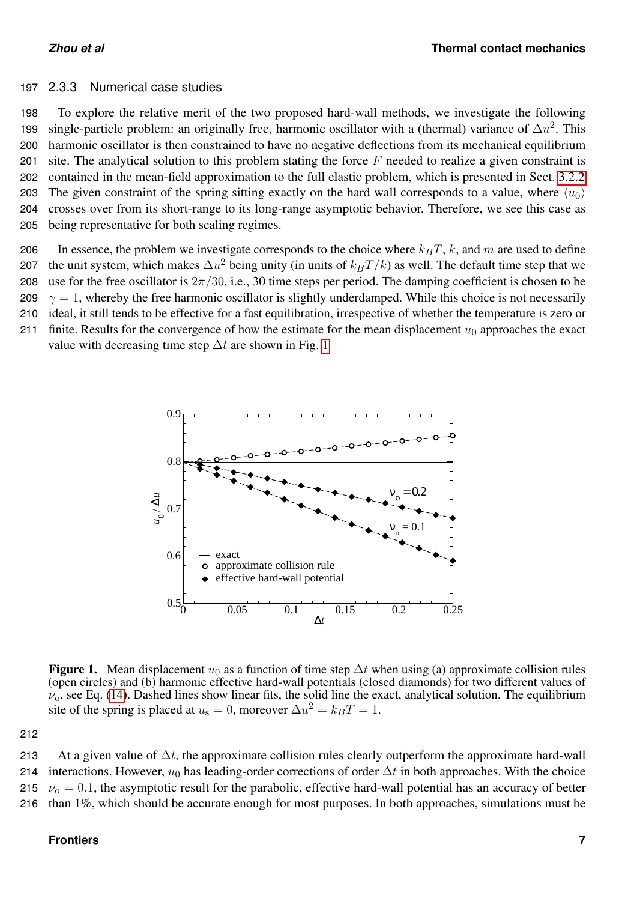### 2.3.3 Numerical case studies

To explore the relative merit of the two proposed hard-wall methods, we investigate the following single-particle problem: an originally free, harmonic oscillator with a (thermal) variance of $\Delta u^2$. This harmonic oscillator is then constrained to have no negative deflections from its mechanical equilibrium site. The analytical solution to this problem stating the force $F$ needed to realize a given constraint is contained in the mean-field approximation to the full elastic problem, which is presented in Sect. 3.2.2. The given constraint of the spring sitting exactly on the hard wall corresponds to a value, where $\langle u_0 \rangle$ crosses over from its short-range to its long-range asymptotic behavior. Therefore, we see this case as being representative for both scaling regimes.

In essence, the problem we investigate corresponds to the choice where $k_B T$, $k$, and $m$ are used to define the unit system, which makes $\Delta u^2$ being unity (in units of $k_B T/k$) as well. The default time step that we use for the free oscillator is $2\pi/30$, i.e., 30 time steps per period. The damping coefficient is chosen to be $\gamma = 1$, whereby the free harmonic oscillator is slightly underdamped. While this choice is not necessarily ideal, it still tends to be effective for a fast equilibration, irrespective of whether the temperature is zero or finite. Results for the convergence of how the estimate for the mean displacement $u_0$ approaches the exact value with decreasing time step $\Delta t$ are shown in Fig. 1.

**Figure 1.** Mean displacement $u_0$ as a function of time step $\Delta t$ when using (a) approximate collision rules (open circles) and (b) harmonic effective hard-wall potentials (closed diamonds) for two different values of $\nu_\mathrm{o}$, see Eq. (14). Dashed lines show linear fits, the solid line the exact, analytical solution. The equilibrium site of the spring is placed at $u_\mathrm{s} = 0$, moreover $\Delta u^2 = k_B T = 1$.

At a given value of $\Delta t$, the approximate collision rules clearly outperform the approximate hard-wall interactions. However, $u_0$ has leading-order corrections of order $\Delta t$ in both approaches. With the choice $\nu_\mathrm{o} = 0.1$, the asymptotic result for the parabolic, effective hard-wall potential has an accuracy of better than 1%, which should be accurate enough for most purposes. In both approaches, simulations must be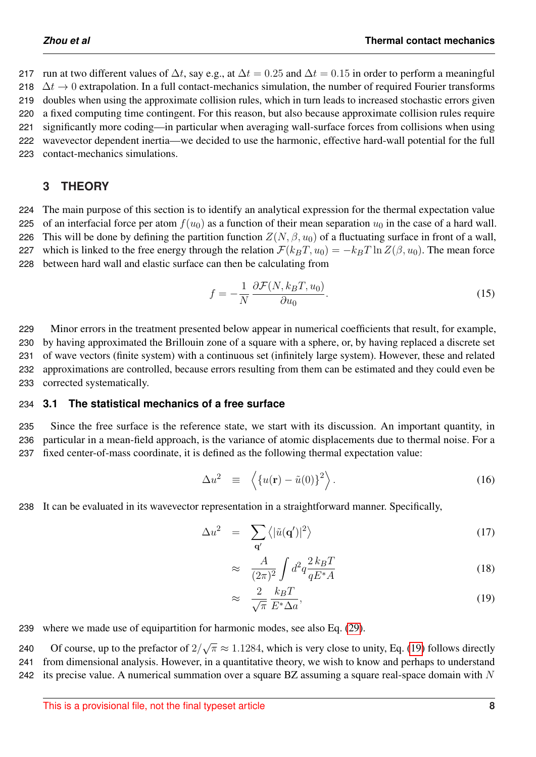run at two different values of $\Delta t$, say e.g., at $\Delta t = 0.25$ and $\Delta t = 0.15$ in order to perform a meaningful $\Delta t \to 0$ extrapolation. In a full contact-mechanics simulation, the number of required Fourier transforms doubles when using the approximate collision rules, which in turn leads to increased stochastic errors given a fixed computing time contingent. For this reason, but also because approximate collision rules require significantly more coding—in particular when averaging wall-surface forces from collisions when using wavevector dependent inertia—we decided to use the harmonic, effective hard-wall potential for the full contact-mechanics simulations.

## 3 THEORY

The main purpose of this section is to identify an analytical expression for the thermal expectation value of an interfacial force per atom $f(u_0)$ as a function of their mean separation $u_0$ in the case of a hard wall. This will be done by defining the partition function $Z(N, \beta, u_0)$ of a fluctuating surface in front of a wall, which is linked to the free energy through the relation $\mathcal{F}(k_BT, u_0) = -k_BT \ln Z(\beta, u_0)$. The mean force between hard wall and elastic surface can then be calculating from

$$f = -\frac{1}{N}\,\frac{\partial \mathcal{F}(N, k_BT, u_0)}{\partial u_0}. \tag{15}$$

Minor errors in the treatment presented below appear in numerical coefficients that result, for example, by having approximated the Brillouin zone of a square with a sphere, or, by having replaced a discrete set of wave vectors (finite system) with a continuous one (infinitely large system). However, these and related approximations are controlled, because errors resulting from them can be estimated and they could even be corrected systematically.

### 3.1 The statistical mechanics of a free surface

Since the free surface is the reference state, we start with its discussion. An important quantity, in particular in a mean-field approach, is the variance of atomic displacements due to thermal noise. For a fixed center-of-mass coordinate, it is defined as the following thermal expectation value:

$$\Delta u^2 \equiv \left\langle \{u(\mathbf{r}) - \tilde{u}(0)\}^2 \right\rangle. \tag{16}$$

It can be evaluated in its wavevector representation in a straightforward manner. Specifically,

$$\Delta u^2 = \sum_{\mathbf{q}'} \left\langle |\tilde{u}(\mathbf{q}')|^2 \right\rangle \tag{17}$$

$$\approx \frac{A}{(2\pi)^2}\int d^2q\,\frac{2\,k_BT}{qE^*A} \tag{18}$$

$$\approx \frac{2}{\sqrt{\pi}}\,\frac{k_BT}{E^*\Delta a}, \tag{19}$$

where we made use of equipartition for harmonic modes, see also Eq. (29).

Of course, up to the prefactor of $2/\sqrt{\pi} \approx 1.1284$, which is very close to unity, Eq. (19) follows directly from dimensional analysis. However, in a quantitative theory, we wish to know and perhaps to understand its precise value. A numerical summation over a square BZ assuming a square real-space domain with $N$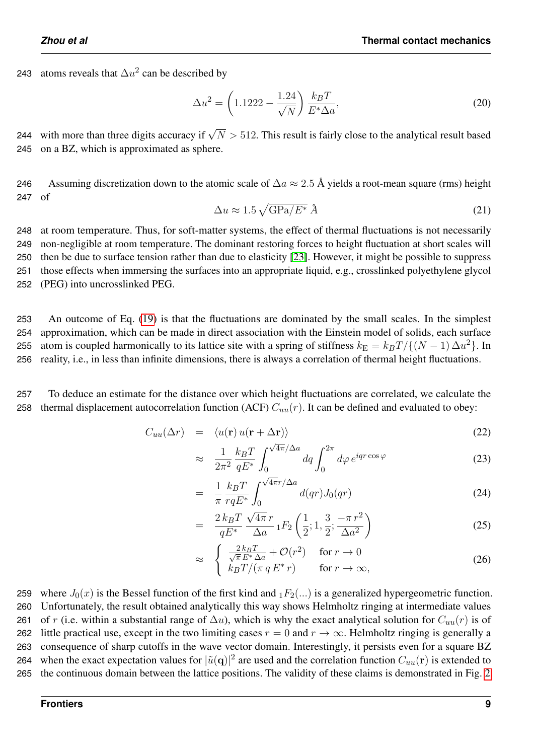atoms reveals that $\Delta u^2$ can be described by

$$\Delta u^2 = \left(1.1222 - \frac{1.24}{\sqrt{N}}\right) \frac{k_B T}{E^* \Delta a}, \tag{20}$$

with more than three digits accuracy if $\sqrt{N} > 512$. This result is fairly close to the analytical result based on a BZ, which is approximated as sphere.

Assuming discretization down to the atomic scale of $\Delta a \approx 2.5$ Å yields a root-mean square (rms) height of

$$\Delta u \approx 1.5 \sqrt{\text{GPa}/E^*}\ \text{Å} \tag{21}$$

at room temperature. Thus, for soft-matter systems, the effect of thermal fluctuations is not necessarily non-negligible at room temperature. The dominant restoring forces to height fluctuation at short scales will then be due to surface tension rather than due to elasticity [23]. However, it might be possible to suppress those effects when immersing the surfaces into an appropriate liquid, e.g., crosslinked polyethylene glycol (PEG) into uncrosslinked PEG.

An outcome of Eq. (19) is that the fluctuations are dominated by the small scales. In the simplest approximation, which can be made in direct association with the Einstein model of solids, each surface atom is coupled harmonically to its lattice site with a spring of stiffness $k_\text{E} = k_B T/\{(N-1)\,\Delta u^2\}$. In reality, i.e., in less than infinite dimensions, there is always a correlation of thermal height fluctuations.

To deduce an estimate for the distance over which height fluctuations are correlated, we calculate the thermal displacement autocorrelation function (ACF) $C_{uu}(r)$. It can be defined and evaluated to obey:

$$C_{uu}(\Delta r) = \langle u(\mathbf{r})\, u(\mathbf{r} + \Delta \mathbf{r})\rangle \tag{22}$$

$$\approx \frac{1}{2\pi^2} \frac{k_B T}{q E^*} \int_0^{\sqrt{4\pi}/\Delta a} dq \int_0^{2\pi} d\varphi\, e^{iqr\cos\varphi} \tag{23}$$

$$= \frac{1}{\pi} \frac{k_B T}{r q E^*} \int_0^{\sqrt{4\pi} r/\Delta a} d(qr) J_0(qr) \tag{24}$$

$$= \frac{2\, k_B T}{q E^*} \frac{\sqrt{4\pi}\, r}{\Delta a}\, {}_1F_2\left(\frac{1}{2}; 1, \frac{3}{2}; \frac{-\pi\, r^2}{\Delta a^2}\right) \tag{25}$$

$$\approx \begin{cases} \frac{2\, k_B T}{\sqrt{\pi}\, E^*\, \Delta a} + \mathcal{O}(r^2) & \text{for } r \to 0 \\ k_B T/(\pi\, q\, E^*\, r) & \text{for } r \to \infty, \end{cases} \tag{26}$$

where $J_0(x)$ is the Bessel function of the first kind and ${}_1F_2(...)$ is a generalized hypergeometric function. Unfortunately, the result obtained analytically this way shows Helmholtz ringing at intermediate values of $r$ (i.e. within a substantial range of $\Delta u$), which is why the exact analytical solution for $C_{uu}(r)$ is of little practical use, except in the two limiting cases $r = 0$ and $r \to \infty$. Helmholtz ringing is generally a consequence of sharp cutoffs in the wave vector domain. Interestingly, it persists even for a square BZ when the exact expectation values for $|\tilde{u}(\mathbf{q})|^2$ are used and the correlation function $C_{uu}(\mathbf{r})$ is extended to the continuous domain between the lattice positions. The validity of these claims is demonstrated in Fig. 2.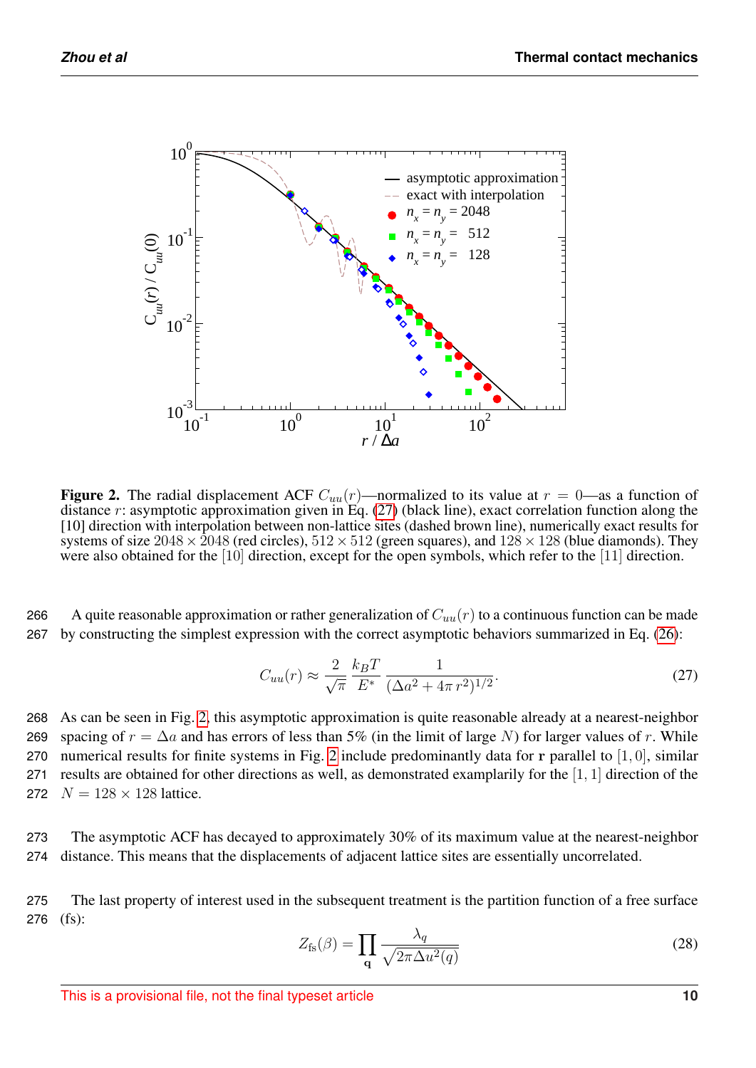**Figure 2.** The radial displacement ACF $C_{uu}(r)$—normalized to its value at $r = 0$—as a function of distance $r$: asymptotic approximation given in Eq. (27) (black line), exact correlation function along the [10] direction with interpolation between non-lattice sites (dashed brown line), numerically exact results for systems of size $2048 \times 2048$ (red circles), $512 \times 512$ (green squares), and $128 \times 128$ (blue diamonds). They were also obtained for the [10] direction, except for the open symbols, which refer to the [11] direction.

A quite reasonable approximation or rather generalization of $C_{uu}(r)$ to a continuous function can be made by constructing the simplest expression with the correct asymptotic behaviors summarized in Eq. (26):

$$C_{uu}(r) \approx \frac{2}{\sqrt{\pi}} \frac{k_B T}{E^*} \frac{1}{(\Delta a^2 + 4\pi\, r^2)^{1/2}}. \tag{27}$$

As can be seen in Fig. 2, this asymptotic approximation is quite reasonable already at a nearest-neighbor spacing of $r = \Delta a$ and has errors of less than 5% (in the limit of large $N$) for larger values of $r$. While numerical results for finite systems in Fig. 2 include predominantly data for $\mathbf{r}$ parallel to $[1, 0]$, similar results are obtained for other directions as well, as demonstrated examplarily for the $[1, 1]$ direction of the $N = 128 \times 128$ lattice.

The asymptotic ACF has decayed to approximately 30% of its maximum value at the nearest-neighbor distance. This means that the displacements of adjacent lattice sites are essentially uncorrelated.

The last property of interest used in the subsequent treatment is the partition function of a free surface (fs):

$$Z_{\text{fs}}(\beta) = \prod_{\mathbf{q}} \frac{\lambda_q}{\sqrt{2\pi\Delta u^2(q)}} \tag{28}$$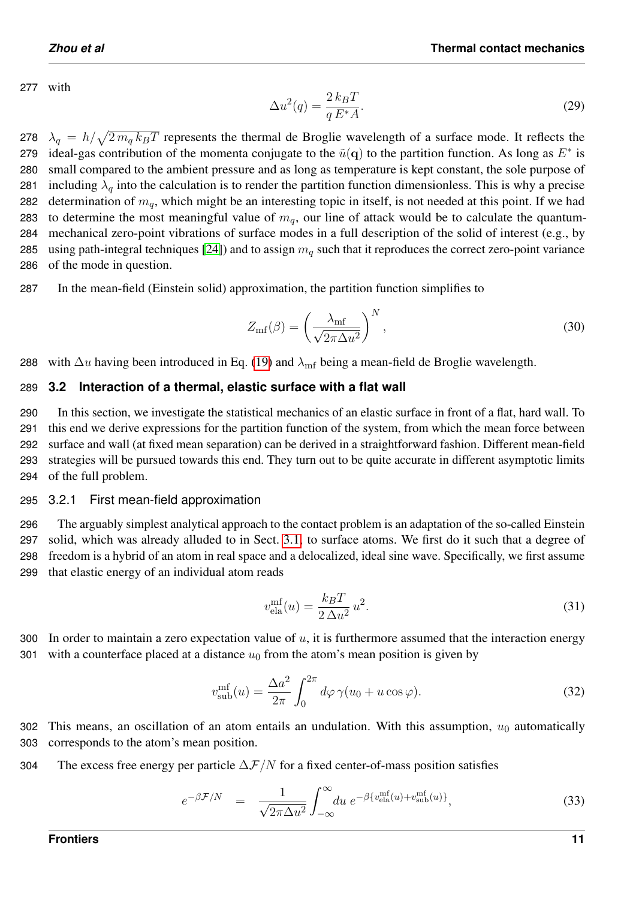with

$$\Delta u^2(q) = \frac{2\,k_B T}{q\,E^* A}. \tag{29}$$

$\lambda_q = h/\sqrt{2\,m_q\,k_B T}$ represents the thermal de Broglie wavelength of a surface mode. It reflects the ideal-gas contribution of the momenta conjugate to the $\tilde{u}(\mathbf{q})$ to the partition function. As long as $E^*$ is small compared to the ambient pressure and as long as temperature is kept constant, the sole purpose of including $\lambda_q$ into the calculation is to render the partition function dimensionless. This is why a precise determination of $m_q$, which might be an interesting topic in itself, is not needed at this point. If we had to determine the most meaningful value of $m_q$, our line of attack would be to calculate the quantum-mechanical zero-point vibrations of surface modes in a full description of the solid of interest (e.g., by using path-integral techniques [24]) and to assign $m_q$ such that it reproduces the correct zero-point variance of the mode in question.

In the mean-field (Einstein solid) approximation, the partition function simplifies to

$$Z_{\mathrm{mf}}(\beta) = \left(\frac{\lambda_{\mathrm{mf}}}{\sqrt{2\pi\Delta u^2}}\right)^N, \tag{30}$$

with $\Delta u$ having been introduced in Eq. (19) and $\lambda_{\mathrm{mf}}$ being a mean-field de Broglie wavelength.

### 3.2 Interaction of a thermal, elastic surface with a flat wall

In this section, we investigate the statistical mechanics of an elastic surface in front of a flat, hard wall. To this end we derive expressions for the partition function of the system, from which the mean force between surface and wall (at fixed mean separation) can be derived in a straightforward fashion. Different mean-field strategies will be pursued towards this end. They turn out to be quite accurate in different asymptotic limits of the full problem.

#### 3.2.1 First mean-field approximation

The arguably simplest analytical approach to the contact problem is an adaptation of the so-called Einstein solid, which was already alluded to in Sect. 3.1, to surface atoms. We first do it such that a degree of freedom is a hybrid of an atom in real space and a delocalized, ideal sine wave. Specifically, we first assume that elastic energy of an individual atom reads

$$v_{\mathrm{ela}}^{\mathrm{mf}}(u) = \frac{k_B T}{2\,\Delta u^2}\,u^2. \tag{31}$$

In order to maintain a zero expectation value of $u$, it is furthermore assumed that the interaction energy with a counterface placed at a distance $u_0$ from the atom's mean position is given by

$$v_{\mathrm{sub}}^{\mathrm{mf}}(u) = \frac{\Delta a^2}{2\pi}\int_0^{2\pi} d\varphi\,\gamma(u_0 + u\cos\varphi). \tag{32}$$

This means, an oscillation of an atom entails an undulation. With this assumption, $u_0$ automatically corresponds to the atom's mean position.

The excess free energy per particle $\Delta\mathcal{F}/N$ for a fixed center-of-mass position satisfies

$$e^{-\beta\mathcal{F}/N} \quad = \quad \frac{1}{\sqrt{2\pi\Delta u^2}}\int_{-\infty}^{\infty} du\; e^{-\beta\{v_{\mathrm{ela}}^{\mathrm{mf}}(u) + v_{\mathrm{sub}}^{\mathrm{mf}}(u)\}}, \tag{33}$$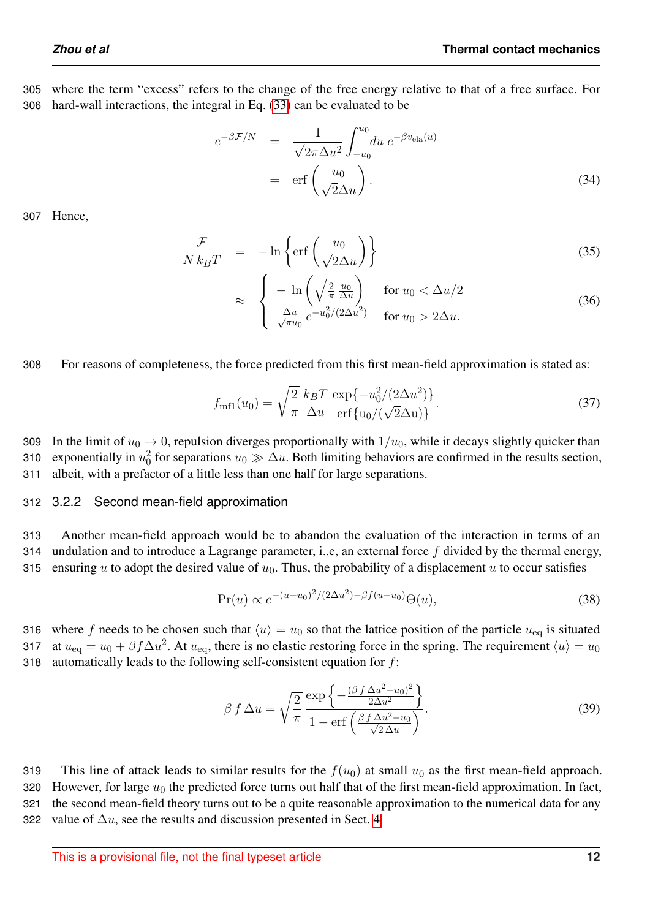where the term “excess” refers to the change of the free energy relative to that of a free surface. For hard-wall interactions, the integral in Eq. (33) can be evaluated to be

$$
\begin{aligned}
e^{-\beta\mathcal{F}/N} &= \frac{1}{\sqrt{2\pi\Delta u^2}}\int_{-u_0}^{u_0} du\; e^{-\beta v_{\rm ela}(u)} \\
&= \text{erf}\left(\frac{u_0}{\sqrt{2}\Delta u}\right).
\end{aligned} \tag{34}
$$

Hence,

$$
\frac{\mathcal{F}}{N\,k_BT} = -\ln\left\{\text{erf}\left(\frac{u_0}{\sqrt{2}\Delta u}\right)\right\} \tag{35}
$$

$$
\approx \begin{cases} -\ln\left(\sqrt{\frac{2}{\pi}}\,\frac{u_0}{\Delta u}\right) & \text{for } u_0 < \Delta u/2 \\ \frac{\Delta u}{\sqrt{\pi}u_0}\,e^{-u_0^2/(2\Delta u^2)} & \text{for } u_0 > 2\Delta u. \end{cases} \tag{36}
$$

For reasons of completeness, the force predicted from this first mean-field approximation is stated as:

$$
f_{\rm mf1}(u_0) = \sqrt{\frac{2}{\pi}}\,\frac{k_BT}{\Delta u}\,\frac{\exp\{-u_0^2/(2\Delta u^2)\}}{\text{erf}\{\text{u}_0/(\sqrt{2}\Delta\text{u})\}}. \tag{37}
$$

In the limit of $u_0 \to 0$, repulsion diverges proportionally with $1/u_0$, while it decays slightly quicker than exponentially in $u_0^2$ for separations $u_0 \gg \Delta u$. Both limiting behaviors are confirmed in the results section, albeit, with a prefactor of a little less than one half for large separations.

### 3.2.2 Second mean-field approximation

Another mean-field approach would be to abandon the evaluation of the interaction in terms of an undulation and to introduce a Lagrange parameter, i..e, an external force $f$ divided by the thermal energy, ensuring $u$ to adopt the desired value of $u_0$. Thus, the probability of a displacement $u$ to occur satisfies

$$
\Pr(u) \propto e^{-(u-u_0)^2/(2\Delta u^2)-\beta f(u-u_0)}\Theta(u), \tag{38}
$$

where $f$ needs to be chosen such that $\langle u\rangle = u_0$ so that the lattice position of the particle $u_{\rm eq}$ is situated at $u_{\rm eq} = u_0 + \beta f\Delta u^2$. At $u_{\rm eq}$, there is no elastic restoring force in the spring. The requirement $\langle u\rangle = u_0$ automatically leads to the following self-consistent equation for $f$:

$$
\beta\,f\,\Delta u = \sqrt{\frac{2}{\pi}}\,\frac{\exp\left\{-\frac{(\beta\,f\,\Delta u^2-u_0)^2}{2\Delta u^2}\right\}}{1-\text{erf}\left(\frac{\beta\,f\,\Delta u^2-u_0}{\sqrt{2}\,\Delta u}\right)}. \tag{39}
$$

This line of attack leads to similar results for the $f(u_0)$ at small $u_0$ as the first mean-field approach. However, for large $u_0$ the predicted force turns out half that of the first mean-field approximation. In fact, the second mean-field theory turns out to be a quite reasonable approximation to the numerical data for any value of $\Delta u$, see the results and discussion presented in Sect. 4.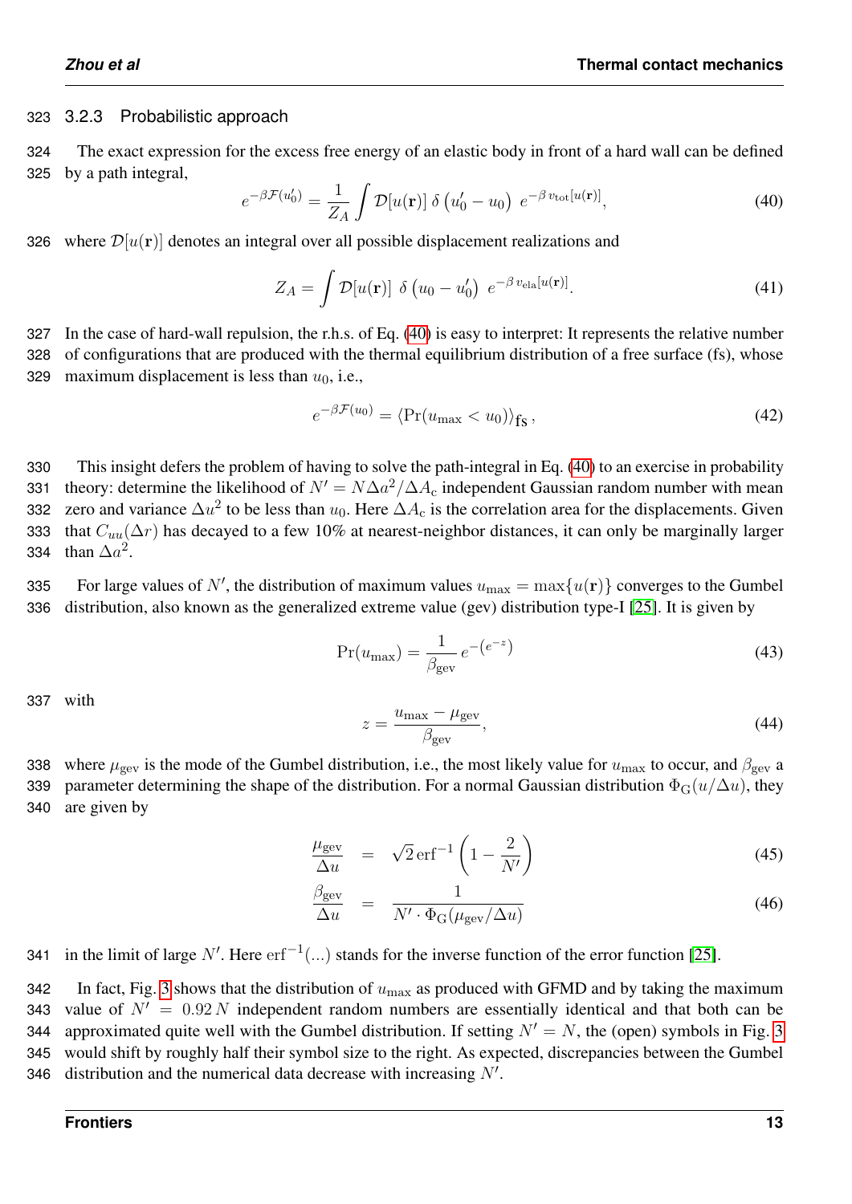### 3.2.3 Probabilistic approach

The exact expression for the excess free energy of an elastic body in front of a hard wall can be defined by a path integral,

$$e^{-\beta \mathcal{F}(u_0')} = \frac{1}{Z_A} \int \mathcal{D}[u(\mathbf{r})] \; \delta\left(u_0' - u_0\right) \; e^{-\beta \, v_\mathrm{tot}[u(\mathbf{r})]}, \tag{40}$$

where $\mathcal{D}[u(\mathbf{r})]$ denotes an integral over all possible displacement realizations and

$$Z_A = \int \mathcal{D}[u(\mathbf{r})] \; \delta\left(u_0 - u_0'\right) \; e^{-\beta \, v_\mathrm{ela}[u(\mathbf{r})]}. \tag{41}$$

In the case of hard-wall repulsion, the r.h.s. of Eq. (40) is easy to interpret: It represents the relative number of configurations that are produced with the thermal equilibrium distribution of a free surface (fs), whose maximum displacement is less than $u_0$, i.e.,

$$e^{-\beta \mathcal{F}(u_0)} = \langle \Pr(u_\mathrm{max} < u_0) \rangle_\mathrm{fs} \, , \tag{42}$$

This insight defers the problem of having to solve the path-integral in Eq. (40) to an exercise in probability theory: determine the likelihood of $N' = N \Delta a^2 / \Delta A_\mathrm{c}$ independent Gaussian random number with mean zero and variance $\Delta u^2$ to be less than $u_0$. Here $\Delta A_\mathrm{c}$ is the correlation area for the displacements. Given that $C_{uu}(\Delta r)$ has decayed to a few 10% at nearest-neighbor distances, it can only be marginally larger than $\Delta a^2$.

For large values of $N'$, the distribution of maximum values $u_\mathrm{max} = \max\{u(\mathbf{r})\}$ converges to the Gumbel distribution, also known as the generalized extreme value (gev) distribution type-I [25]. It is given by

$$\Pr(u_\mathrm{max}) = \frac{1}{\beta_\mathrm{gev}} \, e^{-\left(e^{-z}\right)} \tag{43}$$

with

$$z = \frac{u_\mathrm{max} - \mu_\mathrm{gev}}{\beta_\mathrm{gev}}, \tag{44}$$

where $\mu_\mathrm{gev}$ is the mode of the Gumbel distribution, i.e., the most likely value for $u_\mathrm{max}$ to occur, and $\beta_\mathrm{gev}$ a parameter determining the shape of the distribution. For a normal Gaussian distribution $\Phi_\mathrm{G}(u/\Delta u)$, they are given by

$$\frac{\mu_\mathrm{gev}}{\Delta u} = \sqrt{2} \, \mathrm{erf}^{-1}\left(1 - \frac{2}{N'}\right) \tag{45}$$

$$\frac{\beta_\mathrm{gev}}{\Delta u} = \frac{1}{N' \cdot \Phi_\mathrm{G}(\mu_\mathrm{gev}/\Delta u)} \tag{46}$$

in the limit of large $N'$. Here $\mathrm{erf}^{-1}(...)$ stands for the inverse function of the error function [25].

In fact, Fig. 3 shows that the distribution of $u_\mathrm{max}$ as produced with GFMD and by taking the maximum value of $N' = 0.92 \, N$ independent random numbers are essentially identical and that both can be approximated quite well with the Gumbel distribution. If setting $N' = N$, the (open) symbols in Fig. 3 would shift by roughly half their symbol size to the right. As expected, discrepancies between the Gumbel distribution and the numerical data decrease with increasing $N'$.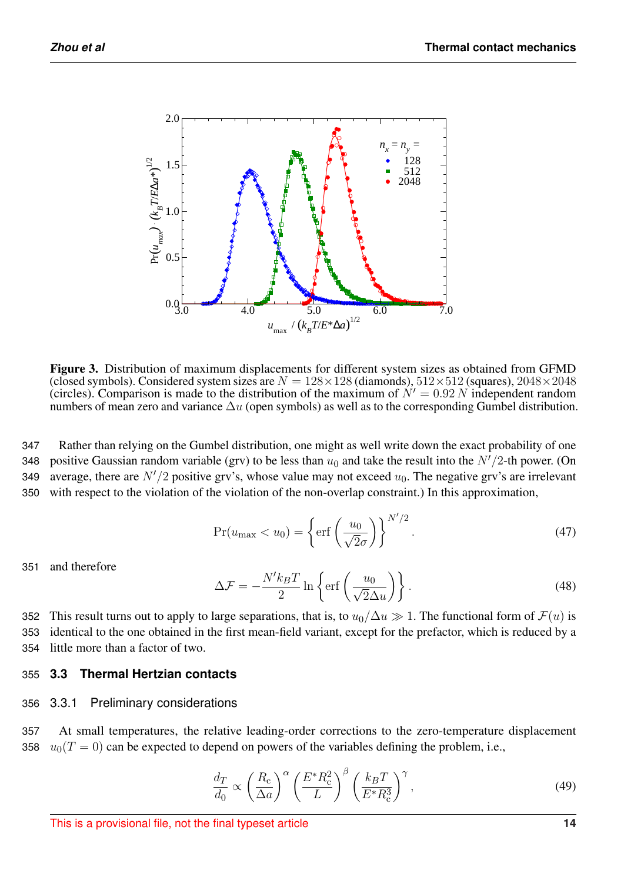**Figure 3.** Distribution of maximum displacements for different system sizes as obtained from GFMD (closed symbols). Considered system sizes are $N = 128\times128$ (diamonds), $512\times512$ (squares), $2048\times2048$ (circles). Comparison is made to the distribution of the maximum of $N' = 0.92\,N$ independent random numbers of mean zero and variance $\Delta u$ (open symbols) as well as to the corresponding Gumbel distribution.

Rather than relying on the Gumbel distribution, one might as well write down the exact probability of one positive Gaussian random variable (grv) to be less than $u_0$ and take the result into the $N'/2$-th power. (On average, there are $N'/2$ positive grv's, whose value may not exceed $u_0$. The negative grv's are irrelevant with respect to the violation of the violation of the non-overlap constraint.) In this approximation,

$$\Pr(u_{\max} < u_0) = \left\{ \operatorname{erf}\left( \frac{u_0}{\sqrt{2}\sigma} \right) \right\}^{N'/2}. \tag{47}$$

and therefore

$$\Delta\mathcal{F} = -\frac{N' k_B T}{2} \ln \left\{ \operatorname{erf}\left( \frac{u_0}{\sqrt{2}\Delta u} \right) \right\}. \tag{48}$$

This result turns out to apply to large separations, that is, to $u_0/\Delta u \gg 1$. The functional form of $\mathcal{F}(u)$ is identical to the one obtained in the first mean-field variant, except for the prefactor, which is reduced by a little more than a factor of two.

### 3.3 Thermal Hertzian contacts

#### 3.3.1 Preliminary considerations

At small temperatures, the relative leading-order corrections to the zero-temperature displacement $u_0(T=0)$ can be expected to depend on powers of the variables defining the problem, i.e.,

$$\frac{d_T}{d_0} \propto \left( \frac{R_c}{\Delta a} \right)^{\alpha} \left( \frac{E^* R_c^2}{L} \right)^{\beta} \left( \frac{k_B T}{E^* R_c^3} \right)^{\gamma}, \tag{49}$$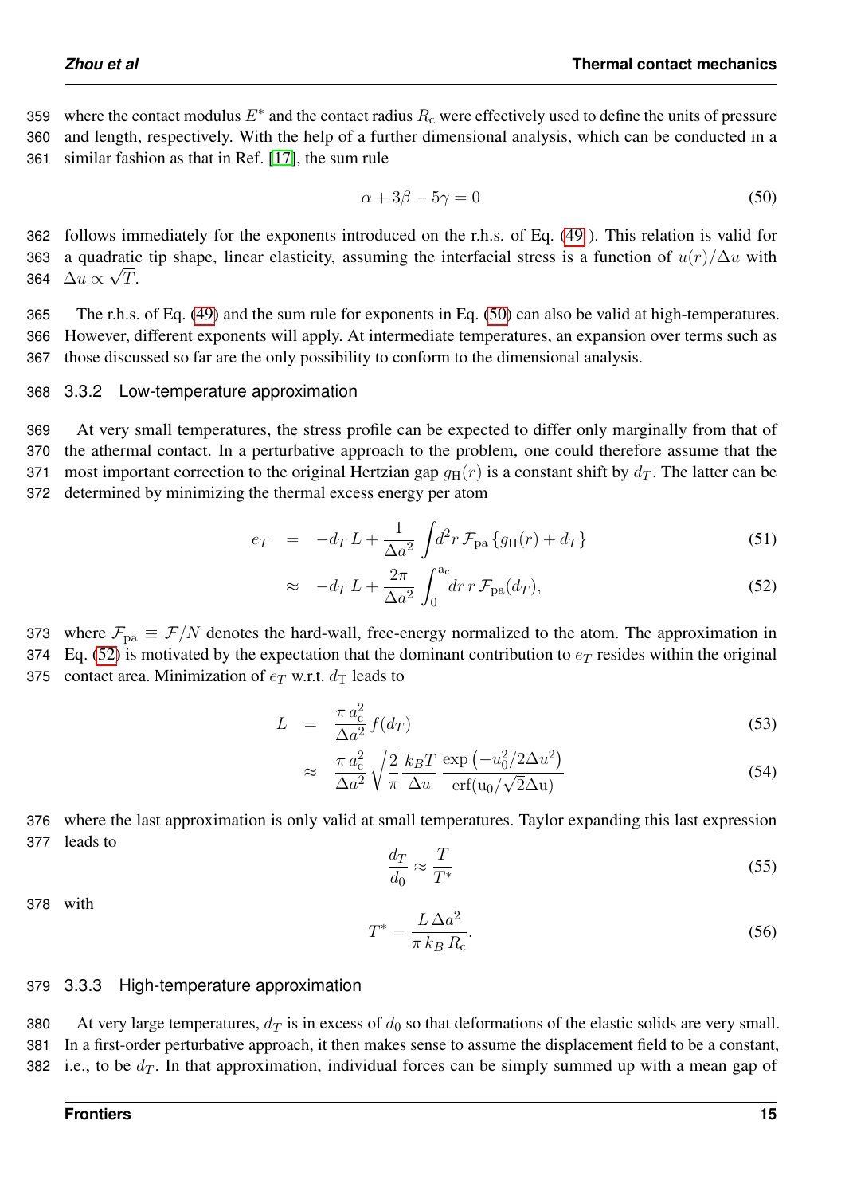where the contact modulus $E^*$ and the contact radius $R_\mathrm{c}$ were effectively used to define the units of pressure and length, respectively. With the help of a further dimensional analysis, which can be conducted in a similar fashion as that in Ref. [17], the sum rule

$$\alpha + 3\beta - 5\gamma = 0 \tag{50}$$

follows immediately for the exponents introduced on the r.h.s. of Eq. (49 ). This relation is valid for a quadratic tip shape, linear elasticity, assuming the interfacial stress is a function of $u(r)/\Delta u$ with $\Delta u \propto \sqrt{T}$.

The r.h.s. of Eq. (49) and the sum rule for exponents in Eq. (50) can also be valid at high-temperatures. However, different exponents will apply. At intermediate temperatures, an expansion over terms such as those discussed so far are the only possibility to conform to the dimensional analysis.

### 3.3.2 Low-temperature approximation

At very small temperatures, the stress profile can be expected to differ only marginally from that of the athermal contact. In a perturbative approach to the problem, one could therefore assume that the most important correction to the original Hertzian gap $g_\mathrm{H}(r)$ is a constant shift by $d_T$. The latter can be determined by minimizing the thermal excess energy per atom

$$\begin{aligned} e_T &= -d_T\, L + \frac{1}{\Delta a^2} \int d^2 r\, \mathcal{F}_\mathrm{pa}\left\{g_\mathrm{H}(r) + d_T\right\} & (51) \\ &\approx -d_T\, L + \frac{2\pi}{\Delta a^2} \int_0^{\mathrm{a_c}} dr\, r\, \mathcal{F}_\mathrm{pa}(d_T), & (52) \end{aligned}$$

where $\mathcal{F}_\mathrm{pa} \equiv \mathcal{F}/N$ denotes the hard-wall, free-energy normalized to the atom. The approximation in Eq. (52) is motivated by the expectation that the dominant contribution to $e_T$ resides within the original contact area. Minimization of $e_T$ w.r.t. $d_\mathrm{T}$ leads to

$$\begin{aligned} L &= \frac{\pi\, a_\mathrm{c}^2}{\Delta a^2}\, f(d_T) & (53) \\ &\approx \frac{\pi\, a_\mathrm{c}^2}{\Delta a^2} \sqrt{\frac{2}{\pi}} \frac{k_B T}{\Delta u} \frac{\exp\left(-u_0^2/2\Delta u^2\right)}{\mathrm{erf}(\mathrm{u_0}/\sqrt{2}\Delta \mathrm{u})} & (54) \end{aligned}$$

where the last approximation is only valid at small temperatures. Taylor expanding this last expression leads to

$$\frac{d_T}{d_0} \approx \frac{T}{T^*} \tag{55}$$

with

$$T^* = \frac{L\, \Delta a^2}{\pi\, k_B\, R_\mathrm{c}}. \tag{56}$$

### 3.3.3 High-temperature approximation

At very large temperatures, $d_T$ is in excess of $d_0$ so that deformations of the elastic solids are very small. In a first-order perturbative approach, it then makes sense to assume the displacement field to be a constant, i.e., to be $d_T$. In that approximation, individual forces can be simply summed up with a mean gap of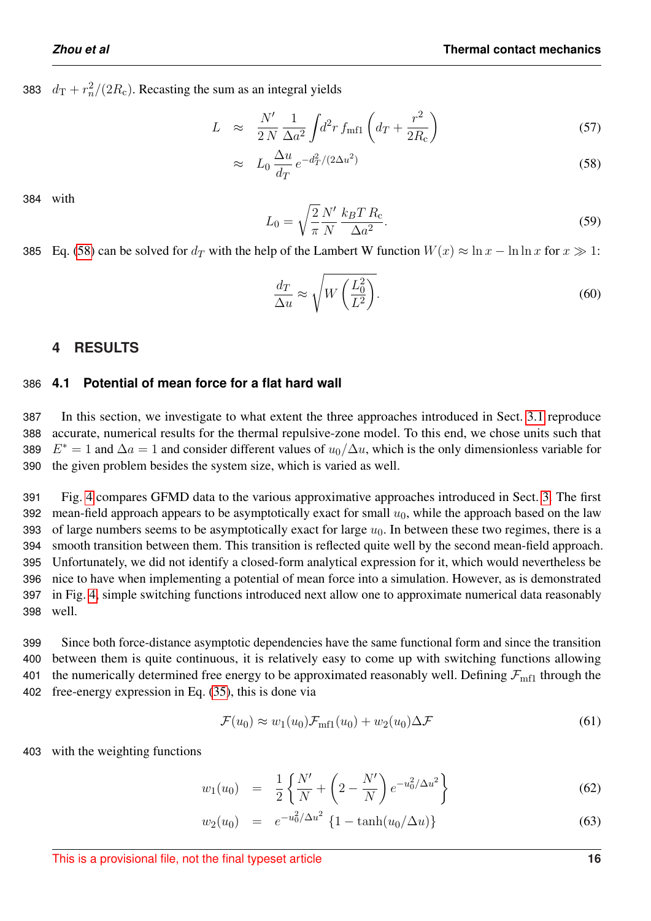$d_\mathrm{T} + r_n^2/(2R_\mathrm{c})$. Recasting the sum as an integral yields

$$L \approx \frac{N'}{2\,N}\,\frac{1}{\Delta a^2}\int d^2r\, f_\mathrm{mf1}\left(d_T + \frac{r^2}{2R_\mathrm{c}}\right) \tag{57}$$

$$\approx L_0\,\frac{\Delta u}{d_T}\,e^{-d_T^2/(2\Delta u^2)} \tag{58}$$

with

$$L_0 = \sqrt{\frac{2}{\pi}}\frac{N'}{N}\,\frac{k_BT\,R_\mathrm{c}}{\Delta a^2}. \tag{59}$$

Eq. (58) can be solved for $d_T$ with the help of the Lambert W function $W(x) \approx \ln x - \ln\ln x$ for $x \gg 1$:

$$\frac{d_T}{\Delta u} \approx \sqrt{W\left(\frac{L_0^2}{L^2}\right)}. \tag{60}$$

## 4 RESULTS

### 4.1 Potential of mean force for a flat hard wall

In this section, we investigate to what extent the three approaches introduced in Sect. 3.1 reproduce accurate, numerical results for the thermal repulsive-zone model. To this end, we chose units such that $E^* = 1$ and $\Delta a = 1$ and consider different values of $u_0/\Delta u$, which is the only dimensionless variable for the given problem besides the system size, which is varied as well.

Fig. 4 compares GFMD data to the various approximative approaches introduced in Sect. 3. The first mean-field approach appears to be asymptotically exact for small $u_0$, while the approach based on the law of large numbers seems to be asymptotically exact for large $u_0$. In between these two regimes, there is a smooth transition between them. This transition is reflected quite well by the second mean-field approach. Unfortunately, we did not identify a closed-form analytical expression for it, which would nevertheless be nice to have when implementing a potential of mean force into a simulation. However, as is demonstrated in Fig. 4, simple switching functions introduced next allow one to approximate numerical data reasonably well.

Since both force-distance asymptotic dependencies have the same functional form and since the transition between them is quite continuous, it is relatively easy to come up with switching functions allowing the numerically determined free energy to be approximated reasonably well. Defining $\mathcal{F}_\mathrm{mf1}$ through the free-energy expression in Eq. (35), this is done via

$$\mathcal{F}(u_0) \approx w_1(u_0)\mathcal{F}_\mathrm{mf1}(u_0) + w_2(u_0)\Delta\mathcal{F} \tag{61}$$

with the weighting functions

$$w_1(u_0) = \frac{1}{2}\left\{\frac{N'}{N} + \left(2 - \frac{N'}{N}\right)e^{-u_0^2/\Delta u^2}\right\} \tag{62}$$

$$w_2(u_0) = e^{-u_0^2/\Delta u^2}\,\{1 - \tanh(u_0/\Delta u)\} \tag{63}$$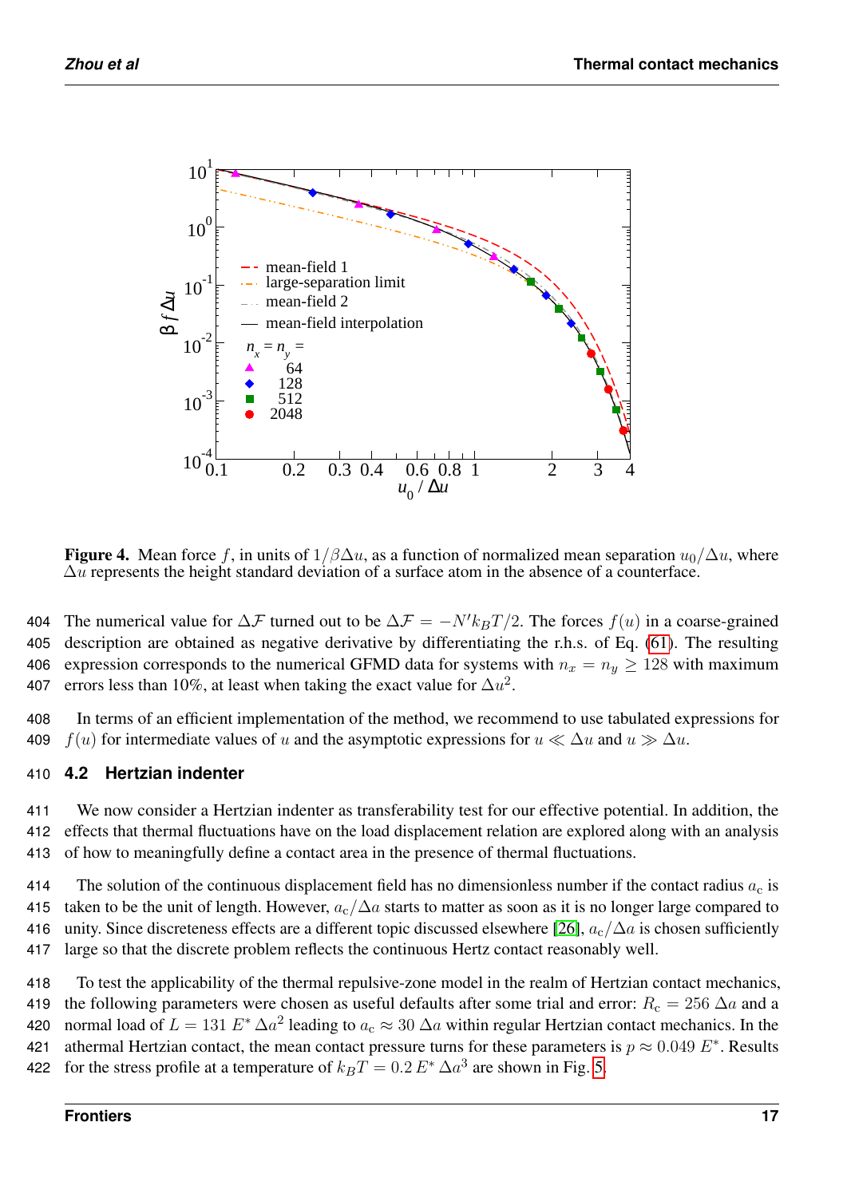**Figure 4.** Mean force $f$, in units of $1/\beta\Delta u$, as a function of normalized mean separation $u_0/\Delta u$, where $\Delta u$ represents the height standard deviation of a surface atom in the absence of a counterface.

The numerical value for $\Delta\mathcal{F}$ turned out to be $\Delta\mathcal{F} = -N' k_B T/2$. The forces $f(u)$ in a coarse-grained description are obtained as negative derivative by differentiating the r.h.s. of Eq. (61). The resulting expression corresponds to the numerical GFMD data for systems with $n_x = n_y \geq 128$ with maximum errors less than 10%, at least when taking the exact value for $\Delta u^2$.

In terms of an efficient implementation of the method, we recommend to use tabulated expressions for $f(u)$ for intermediate values of $u$ and the asymptotic expressions for $u \ll \Delta u$ and $u \gg \Delta u$.

## 4.2 Hertzian indenter

We now consider a Hertzian indenter as transferability test for our effective potential. In addition, the effects that thermal fluctuations have on the load displacement relation are explored along with an analysis of how to meaningfully define a contact area in the presence of thermal fluctuations.

The solution of the continuous displacement field has no dimensionless number if the contact radius $a_c$ is taken to be the unit of length. However, $a_c/\Delta a$ starts to matter as soon as it is no longer large compared to unity. Since discreteness effects are a different topic discussed elsewhere [26], $a_c/\Delta a$ is chosen sufficiently large so that the discrete problem reflects the continuous Hertz contact reasonably well.

To test the applicability of the thermal repulsive-zone model in the realm of Hertzian contact mechanics, the following parameters were chosen as useful defaults after some trial and error: $R_c = 256\ \Delta a$ and a normal load of $L = 131\ E^*\ \Delta a^2$ leading to $a_c \approx 30\ \Delta a$ within regular Hertzian contact mechanics. In the athermal Hertzian contact, the mean contact pressure turns for these parameters is $p \approx 0.049\ E^*$. Results for the stress profile at a temperature of $k_B T = 0.2\, E^*\ \Delta a^3$ are shown in Fig. 5.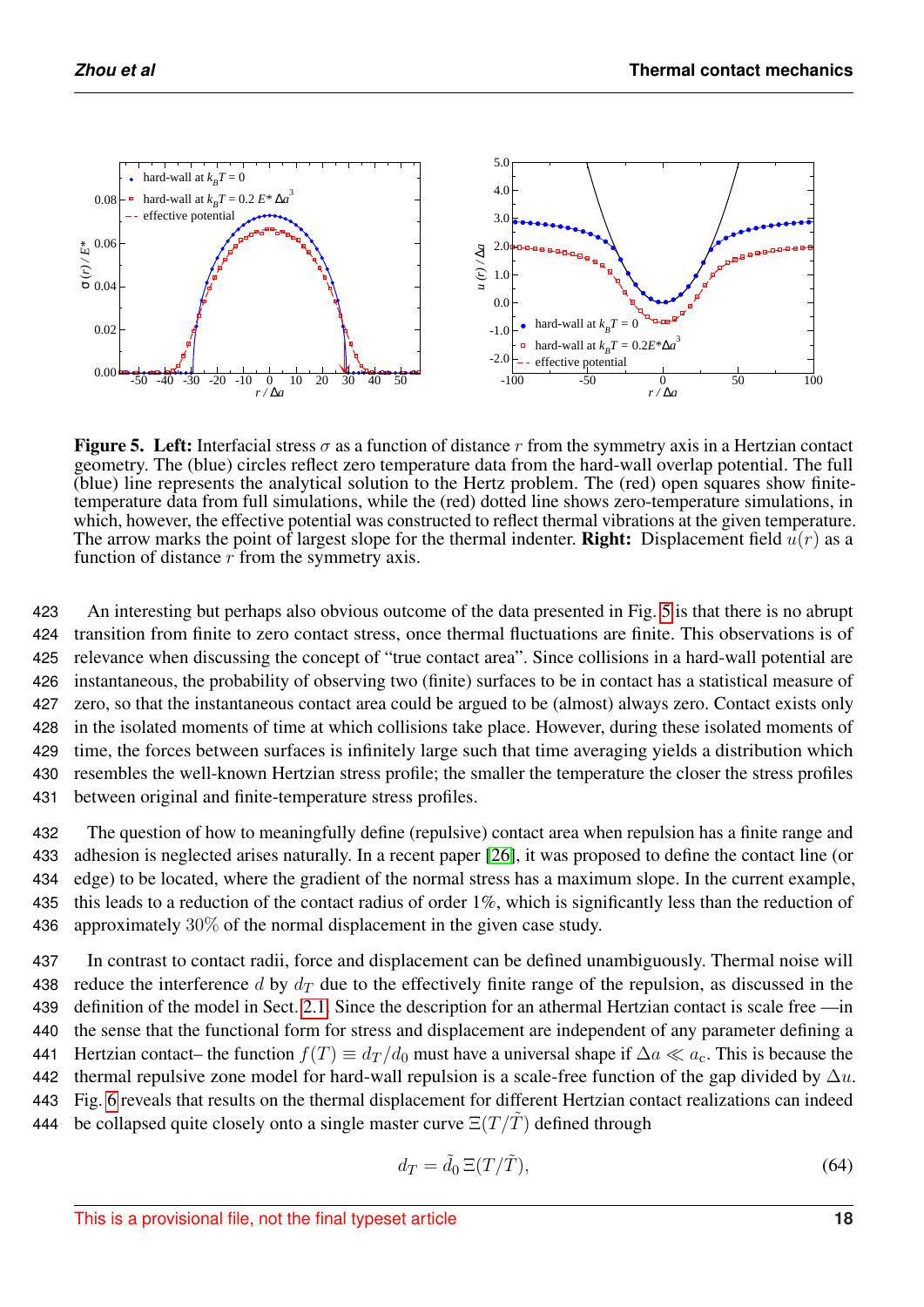**Figure 5. Left:** Interfacial stress $\sigma$ as a function of distance $r$ from the symmetry axis in a Hertzian contact geometry. The (blue) circles reflect zero temperature data from the hard-wall overlap potential. The full (blue) line represents the analytical solution to the Hertz problem. The (red) open squares show finite-temperature data from full simulations, while the (red) dotted line shows zero-temperature simulations, in which, however, the effective potential was constructed to reflect thermal vibrations at the given temperature. The arrow marks the point of largest slope for the thermal indenter. **Right:** Displacement field $u(r)$ as a function of distance $r$ from the symmetry axis.

An interesting but perhaps also obvious outcome of the data presented in Fig. 5 is that there is no abrupt transition from finite to zero contact stress, once thermal fluctuations are finite. This observations is of relevance when discussing the concept of "true contact area". Since collisions in a hard-wall potential are instantaneous, the probability of observing two (finite) surfaces to be in contact has a statistical measure of zero, so that the instantaneous contact area could be argued to be (almost) always zero. Contact exists only in the isolated moments of time at which collisions take place. However, during these isolated moments of time, the forces between surfaces is infinitely large such that time averaging yields a distribution which resembles the well-known Hertzian stress profile; the smaller the temperature the closer the stress profiles between original and finite-temperature stress profiles.

The question of how to meaningfully define (repulsive) contact area when repulsion has a finite range and adhesion is neglected arises naturally. In a recent paper [26], it was proposed to define the contact line (or edge) to be located, where the gradient of the normal stress has a maximum slope. In the current example, this leads to a reduction of the contact radius of order 1%, which is significantly less than the reduction of approximately $30\%$ of the normal displacement in the given case study.

In contrast to contact radii, force and displacement can be defined unambiguously. Thermal noise will reduce the interference $d$ by $d_T$ due to the effectively finite range of the repulsion, as discussed in the definition of the model in Sect. 2.1. Since the description for an athermal Hertzian contact is scale free —in the sense that the functional form for stress and displacement are independent of any parameter defining a Hertzian contact– the function $f(T) \equiv d_T/d_0$ must have a universal shape if $\Delta a \ll a_c$. This is because the thermal repulsive zone model for hard-wall repulsion is a scale-free function of the gap divided by $\Delta u$. Fig. 6 reveals that results on the thermal displacement for different Hertzian contact realizations can indeed be collapsed quite closely onto a single master curve $\Xi(T/\tilde{T})$ defined through

$$d_T = \tilde{d}_0 \, \Xi(T/\tilde{T}), \tag{64}$$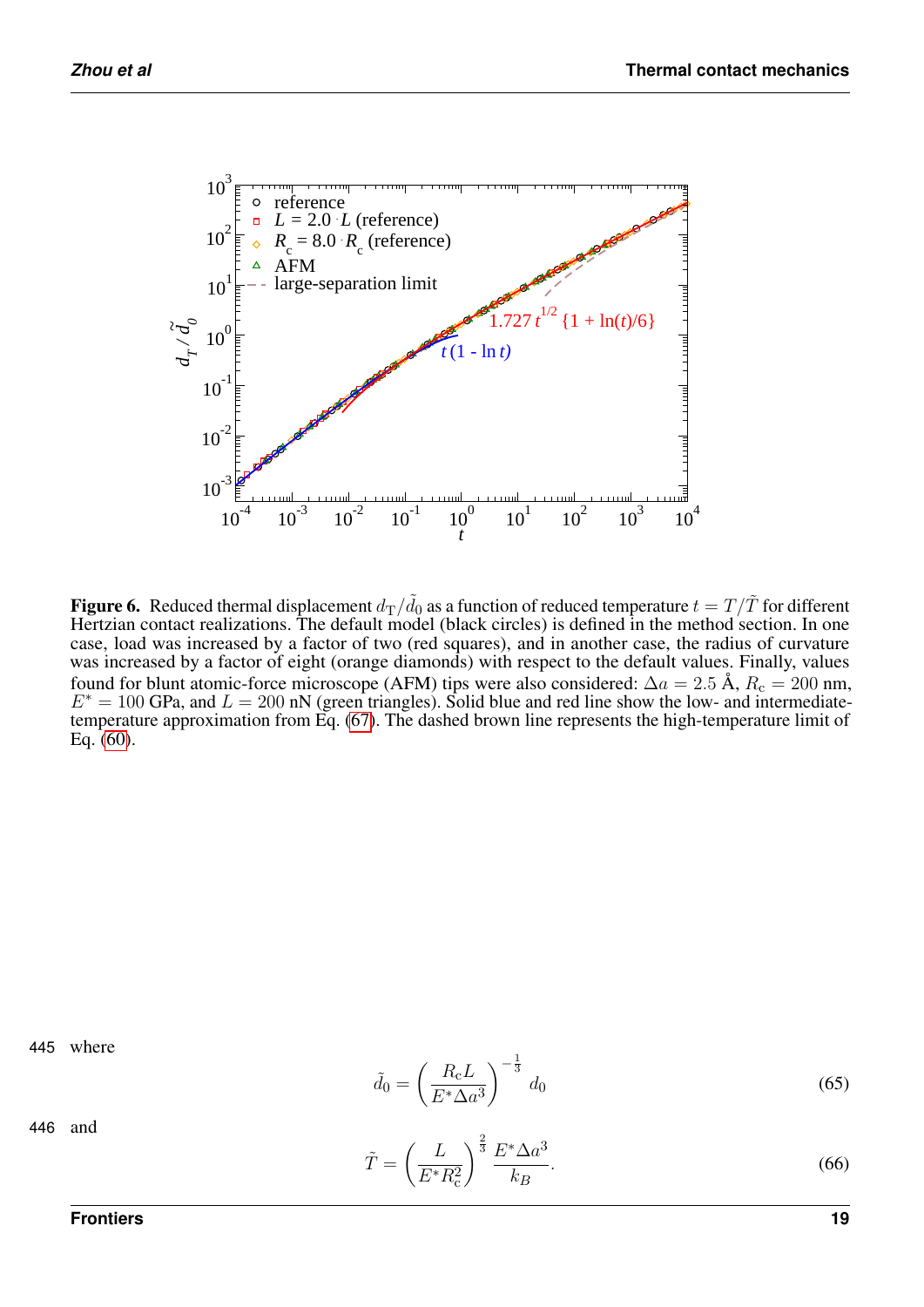**Figure 6.** Reduced thermal displacement $d_{\mathrm{T}}/\tilde{d}_0$ as a function of reduced temperature $t = T/\tilde{T}$ for different Hertzian contact realizations. The default model (black circles) is defined in the method section. In one case, load was increased by a factor of two (red squares), and in another case, the radius of curvature was increased by a factor of eight (orange diamonds) with respect to the default values. Finally, values found for blunt atomic-force microscope (AFM) tips were also considered: $\Delta a = 2.5$ Å, $R_{\mathrm{c}} = 200$ nm, $E^* = 100$ GPa, and $L = 200$ nN (green triangles). Solid blue and red line show the low- and intermediate-temperature approximation from Eq. (67). The dashed brown line represents the high-temperature limit of Eq. (60).

445 where

$$\tilde{d}_0 = \left( \frac{R_{\mathrm{c}} L}{E^* \Delta a^3} \right)^{-\frac{1}{3}} d_0 \tag{65}$$

446 and

$$\tilde{T} = \left( \frac{L}{E^* R_{\mathrm{c}}^2} \right)^{\frac{2}{3}} \frac{E^* \Delta a^3}{k_B}. \tag{66}$$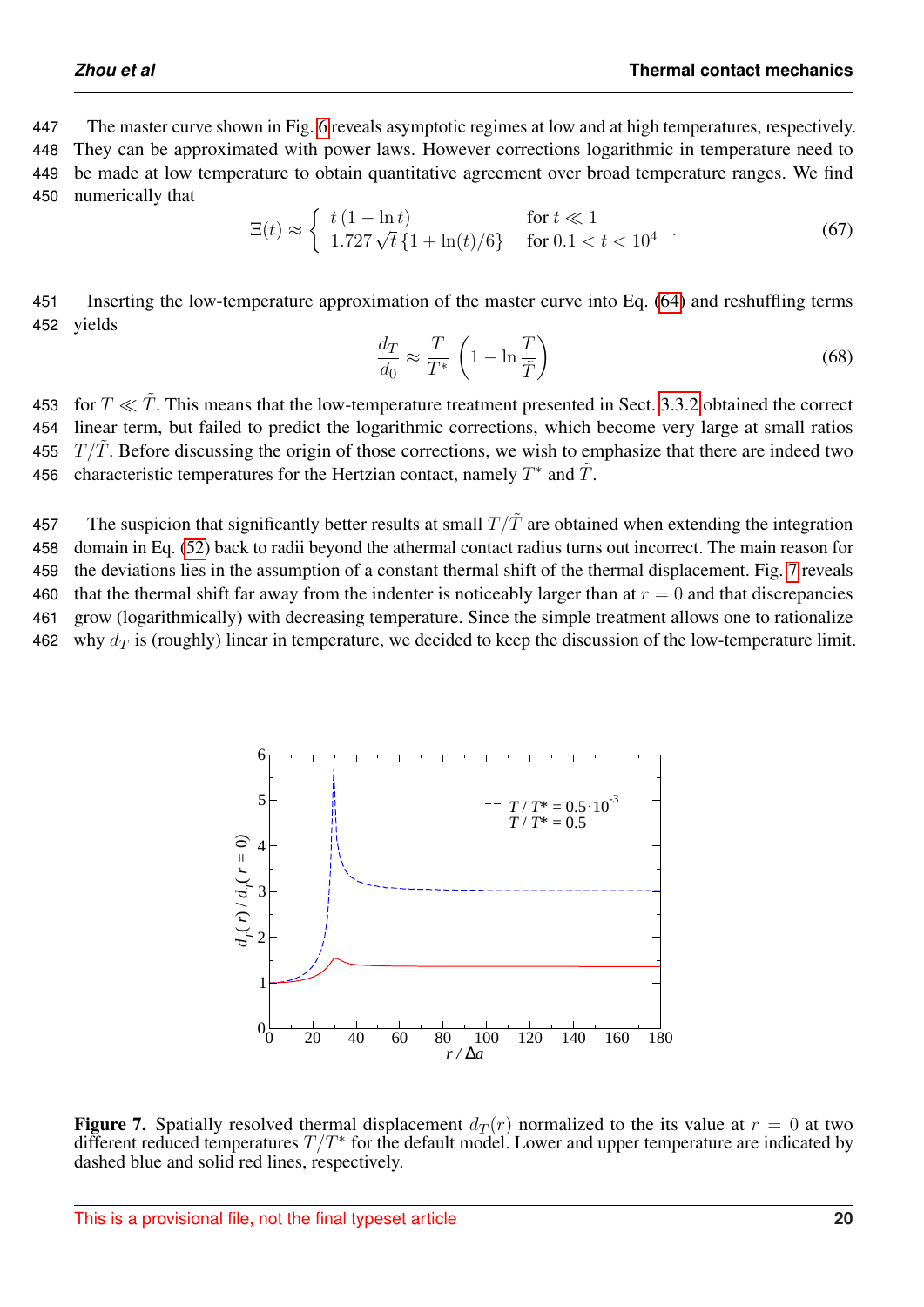The master curve shown in Fig. 6 reveals asymptotic regimes at low and at high temperatures, respectively. They can be approximated with power laws. However corrections logarithmic in temperature need to be made at low temperature to obtain quantitative agreement over broad temperature ranges. We find numerically that

$$\Xi(t) \approx \begin{cases} t\,(1-\ln t) & \text{for } t \ll 1 \\ 1.727\,\sqrt{t}\,\{1+\ln(t)/6\} & \text{for } 0.1 < t < 10^4 \end{cases}. \tag{67}$$

Inserting the low-temperature approximation of the master curve into Eq. (64) and reshuffling terms yields

$$\frac{d_T}{d_0} \approx \frac{T}{T^*}\left(1 - \ln\frac{T}{\tilde{T}}\right) \tag{68}$$

for $T \ll \tilde{T}$. This means that the low-temperature treatment presented in Sect. 3.3.2 obtained the correct linear term, but failed to predict the logarithmic corrections, which become very large at small ratios $T/\tilde{T}$. Before discussing the origin of those corrections, we wish to emphasize that there are indeed two characteristic temperatures for the Hertzian contact, namely $T^*$ and $\tilde{T}$.

The suspicion that significantly better results at small $T/\tilde{T}$ are obtained when extending the integration domain in Eq. (52) back to radii beyond the athermal contact radius turns out incorrect. The main reason for the deviations lies in the assumption of a constant thermal shift of the thermal displacement. Fig. 7 reveals that the thermal shift far away from the indenter is noticeably larger than at $r = 0$ and that discrepancies grow (logarithmically) with decreasing temperature. Since the simple treatment allows one to rationalize why $d_T$ is (roughly) linear in temperature, we decided to keep the discussion of the low-temperature limit.

**Figure 7.** Spatially resolved thermal displacement $d_T(r)$ normalized to the its value at $r = 0$ at two different reduced temperatures $T/T^*$ for the default model. Lower and upper temperature are indicated by dashed blue and solid red lines, respectively.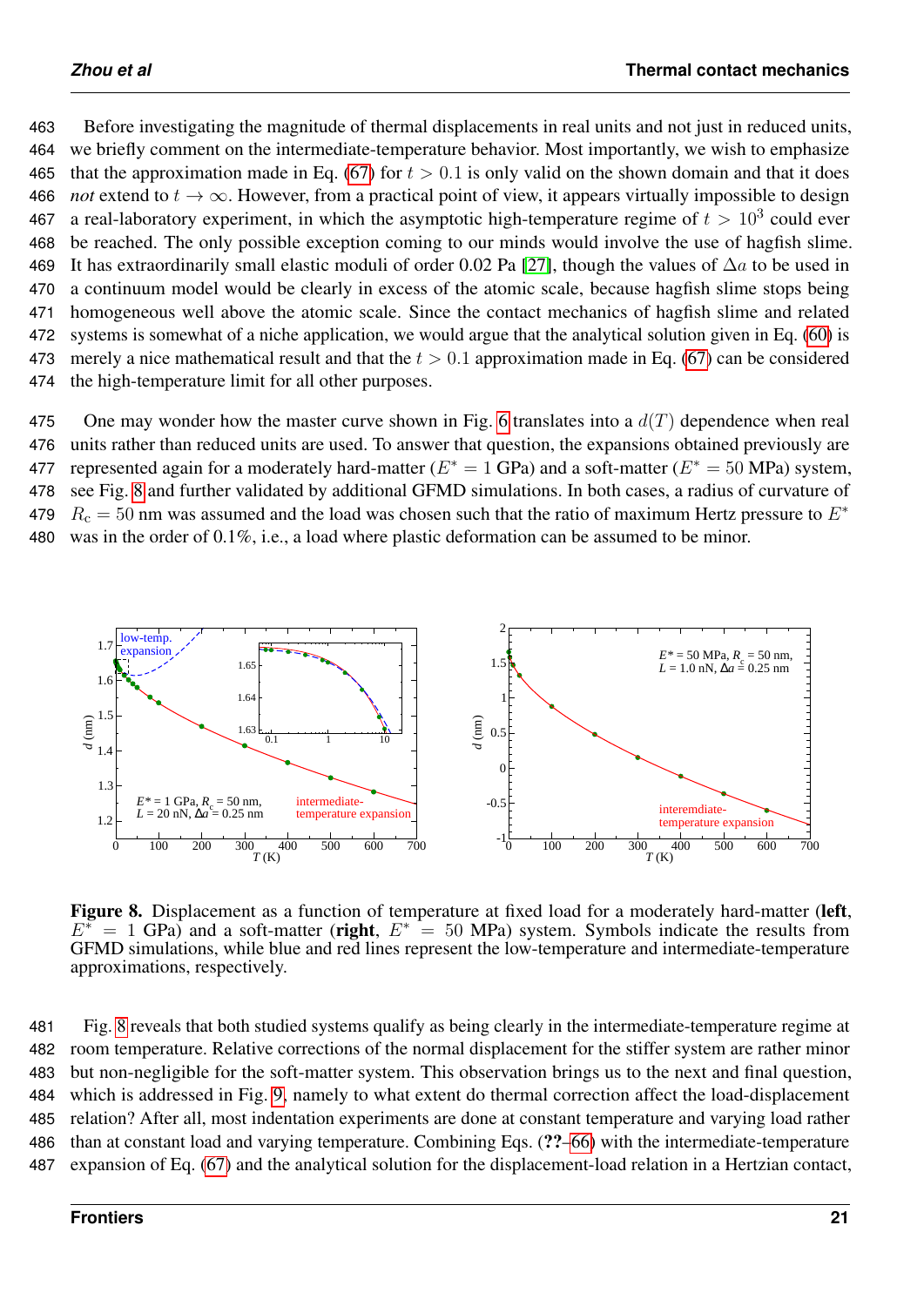Before investigating the magnitude of thermal displacements in real units and not just in reduced units, we briefly comment on the intermediate-temperature behavior. Most importantly, we wish to emphasize that the approximation made in Eq. (67) for $t > 0.1$ is only valid on the shown domain and that it does *not* extend to $t \to \infty$. However, from a practical point of view, it appears virtually impossible to design a real-laboratory experiment, in which the asymptotic high-temperature regime of $t > 10^3$ could ever be reached. The only possible exception coming to our minds would involve the use of hagfish slime. It has extraordinarily small elastic moduli of order 0.02 Pa [27], though the values of $\Delta a$ to be used in a continuum model would be clearly in excess of the atomic scale, because hagfish slime stops being homogeneous well above the atomic scale. Since the contact mechanics of hagfish slime and related systems is somewhat of a niche application, we would argue that the analytical solution given in Eq. (60) is merely a nice mathematical result and that the $t > 0.1$ approximation made in Eq. (67) can be considered the high-temperature limit for all other purposes.

One may wonder how the master curve shown in Fig. 6 translates into a $d(T)$ dependence when real units rather than reduced units are used. To answer that question, the expansions obtained previously are represented again for a moderately hard-matter ($E^* = 1$ GPa) and a soft-matter ($E^* = 50$ MPa) system, see Fig. 8 and further validated by additional GFMD simulations. In both cases, a radius of curvature of $R_c = 50$ nm was assumed and the load was chosen such that the ratio of maximum Hertz pressure to $E^*$ was in the order of 0.1%, i.e., a load where plastic deformation can be assumed to be minor.

**Figure 8.** Displacement as a function of temperature at fixed load for a moderately hard-matter (**left**, $E^* = 1$ GPa) and a soft-matter (**right**, $E^* = 50$ MPa) system. Symbols indicate the results from GFMD simulations, while blue and red lines represent the low-temperature and intermediate-temperature approximations, respectively.

Fig. 8 reveals that both studied systems qualify as being clearly in the intermediate-temperature regime at room temperature. Relative corrections of the normal displacement for the stiffer system are rather minor but non-negligible for the soft-matter system. This observation brings us to the next and final question, which is addressed in Fig. 9, namely to what extent do thermal correction affect the load-displacement relation? After all, most indentation experiments are done at constant temperature and varying load rather than at constant load and varying temperature. Combining Eqs. (??–66) with the intermediate-temperature expansion of Eq. (67) and the analytical solution for the displacement-load relation in a Hertzian contact,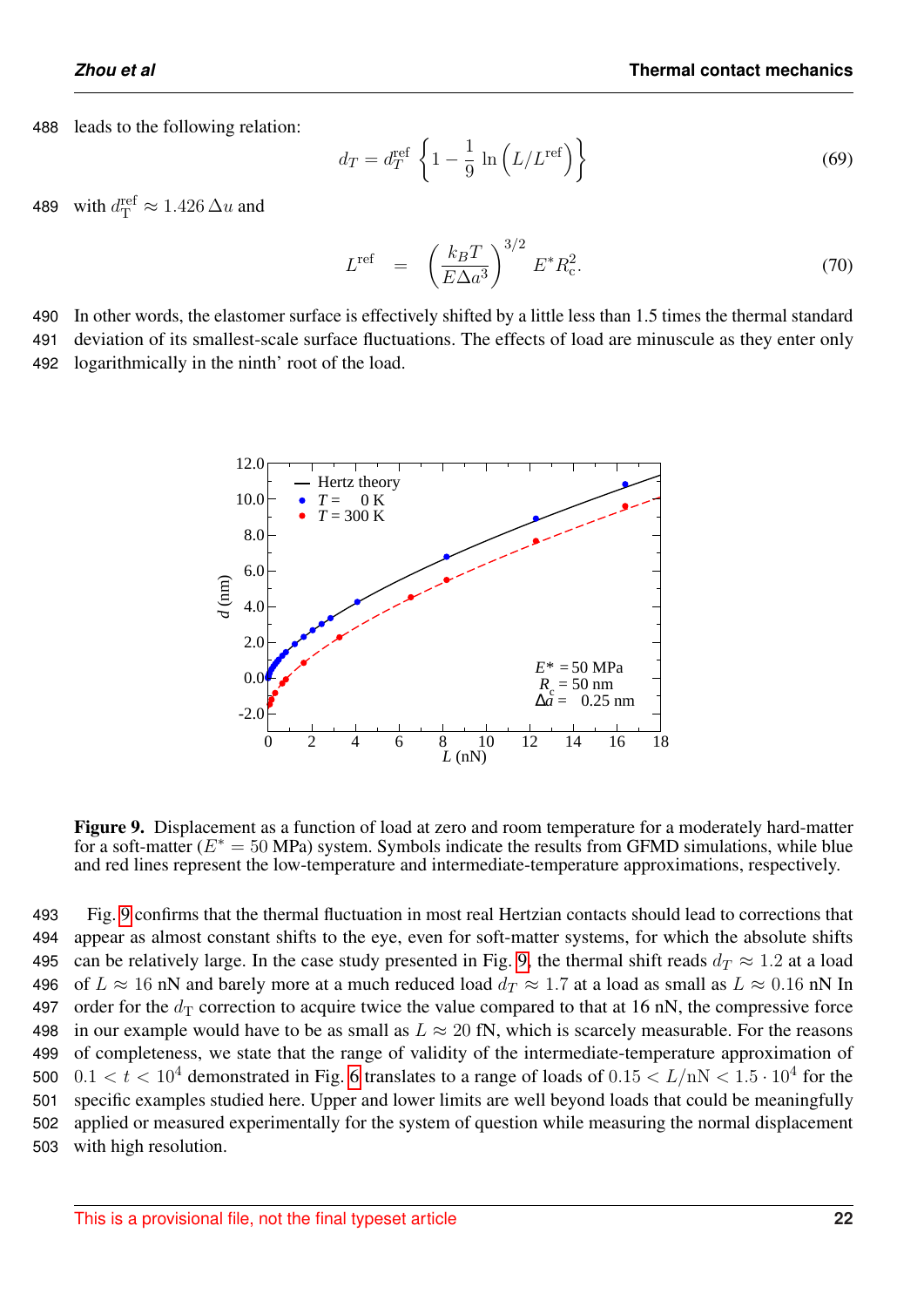leads to the following relation:

$$d_T = d_T^{\text{ref}} \left\{ 1 - \frac{1}{9} \ln \left( L/L^{\text{ref}} \right) \right\} \tag{69}$$

with $d_{\text{T}}^{\text{ref}} \approx 1.426\,\Delta u$ and

$$L^{\text{ref}} = \left( \frac{k_B T}{E \Delta a^3} \right)^{3/2} E^* R_{\text{c}}^2. \tag{70}$$

In other words, the elastomer surface is effectively shifted by a little less than 1.5 times the thermal standard deviation of its smallest-scale surface fluctuations. The effects of load are minuscule as they enter only logarithmically in the ninth' root of the load.

**Figure 9.** Displacement as a function of load at zero and room temperature for a moderately hard-matter for a soft-matter ($E^* = 50$ MPa) system. Symbols indicate the results from GFMD simulations, while blue and red lines represent the low-temperature and intermediate-temperature approximations, respectively.

Fig. 9 confirms that the thermal fluctuation in most real Hertzian contacts should lead to corrections that appear as almost constant shifts to the eye, even for soft-matter systems, for which the absolute shifts can be relatively large. In the case study presented in Fig. 9, the thermal shift reads $d_T \approx 1.2$ at a load of $L \approx 16$ nN and barely more at a much reduced load $d_T \approx 1.7$ at a load as small as $L \approx 0.16$ nN In order for the $d_{\text{T}}$ correction to acquire twice the value compared to that at 16 nN, the compressive force in our example would have to be as small as $L \approx 20$ fN, which is scarcely measurable. For the reasons of completeness, we state that the range of validity of the intermediate-temperature approximation of $0.1 < t < 10^4$ demonstrated in Fig. 6 translates to a range of loads of $0.15 < L/\text{nN} < 1.5 \cdot 10^4$ for the specific examples studied here. Upper and lower limits are well beyond loads that could be meaningfully applied or measured experimentally for the system of question while measuring the normal displacement with high resolution.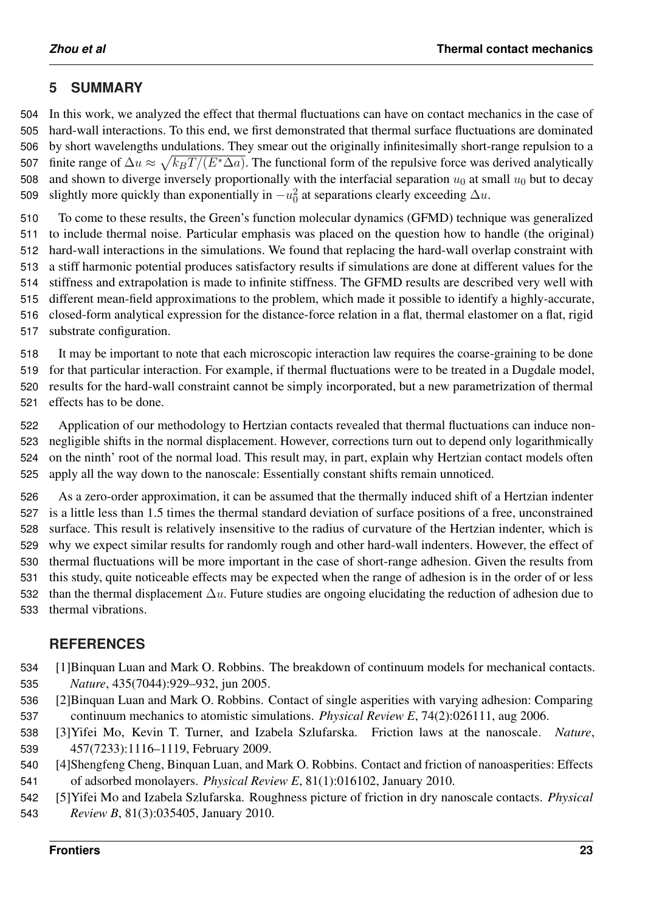## 5 SUMMARY

In this work, we analyzed the effect that thermal fluctuations can have on contact mechanics in the case of hard-wall interactions. To this end, we first demonstrated that thermal surface fluctuations are dominated by short wavelengths undulations. They smear out the originally infinitesimally short-range repulsion to a finite range of $\Delta u \approx \sqrt{k_B T/(E^* \Delta a)}$. The functional form of the repulsive force was derived analytically and shown to diverge inversely proportionally with the interfacial separation $u_0$ at small $u_0$ but to decay slightly more quickly than exponentially in $-u_0^2$ at separations clearly exceeding $\Delta u$.

To come to these results, the Green's function molecular dynamics (GFMD) technique was generalized to include thermal noise. Particular emphasis was placed on the question how to handle (the original) hard-wall interactions in the simulations. We found that replacing the hard-wall overlap constraint with a stiff harmonic potential produces satisfactory results if simulations are done at different values for the stiffness and extrapolation is made to infinite stiffness. The GFMD results are described very well with different mean-field approximations to the problem, which made it possible to identify a highly-accurate, closed-form analytical expression for the distance-force relation in a flat, thermal elastomer on a flat, rigid substrate configuration.

It may be important to note that each microscopic interaction law requires the coarse-graining to be done for that particular interaction. For example, if thermal fluctuations were to be treated in a Dugdale model, results for the hard-wall constraint cannot be simply incorporated, but a new parametrization of thermal effects has to be done.

Application of our methodology to Hertzian contacts revealed that thermal fluctuations can induce non-negligible shifts in the normal displacement. However, corrections turn out to depend only logarithmically on the ninth' root of the normal load. This result may, in part, explain why Hertzian contact models often apply all the way down to the nanoscale: Essentially constant shifts remain unnoticed.

As a zero-order approximation, it can be assumed that the thermally induced shift of a Hertzian indenter is a little less than 1.5 times the thermal standard deviation of surface positions of a free, unconstrained surface. This result is relatively insensitive to the radius of curvature of the Hertzian indenter, which is why we expect similar results for randomly rough and other hard-wall indenters. However, the effect of thermal fluctuations will be more important in the case of short-range adhesion. Given the results from this study, quite noticeable effects may be expected when the range of adhesion is in the order of or less than the thermal displacement $\Delta u$. Future studies are ongoing elucidating the reduction of adhesion due to thermal vibrations.

## REFERENCES

[1] Binquan Luan and Mark O. Robbins. The breakdown of continuum models for mechanical contacts. *Nature*, 435(7044):929–932, jun 2005.

[2] Binquan Luan and Mark O. Robbins. Contact of single asperities with varying adhesion: Comparing continuum mechanics to atomistic simulations. *Physical Review E*, 74(2):026111, aug 2006.

[3] Yifei Mo, Kevin T. Turner, and Izabela Szlufarska. Friction laws at the nanoscale. *Nature*, 457(7233):1116–1119, February 2009.

[4] Shengfeng Cheng, Binquan Luan, and Mark O. Robbins. Contact and friction of nanoasperities: Effects of adsorbed monolayers. *Physical Review E*, 81(1):016102, January 2010.

[5] Yifei Mo and Izabela Szlufarska. Roughness picture of friction in dry nanoscale contacts. *Physical Review B*, 81(3):035405, January 2010.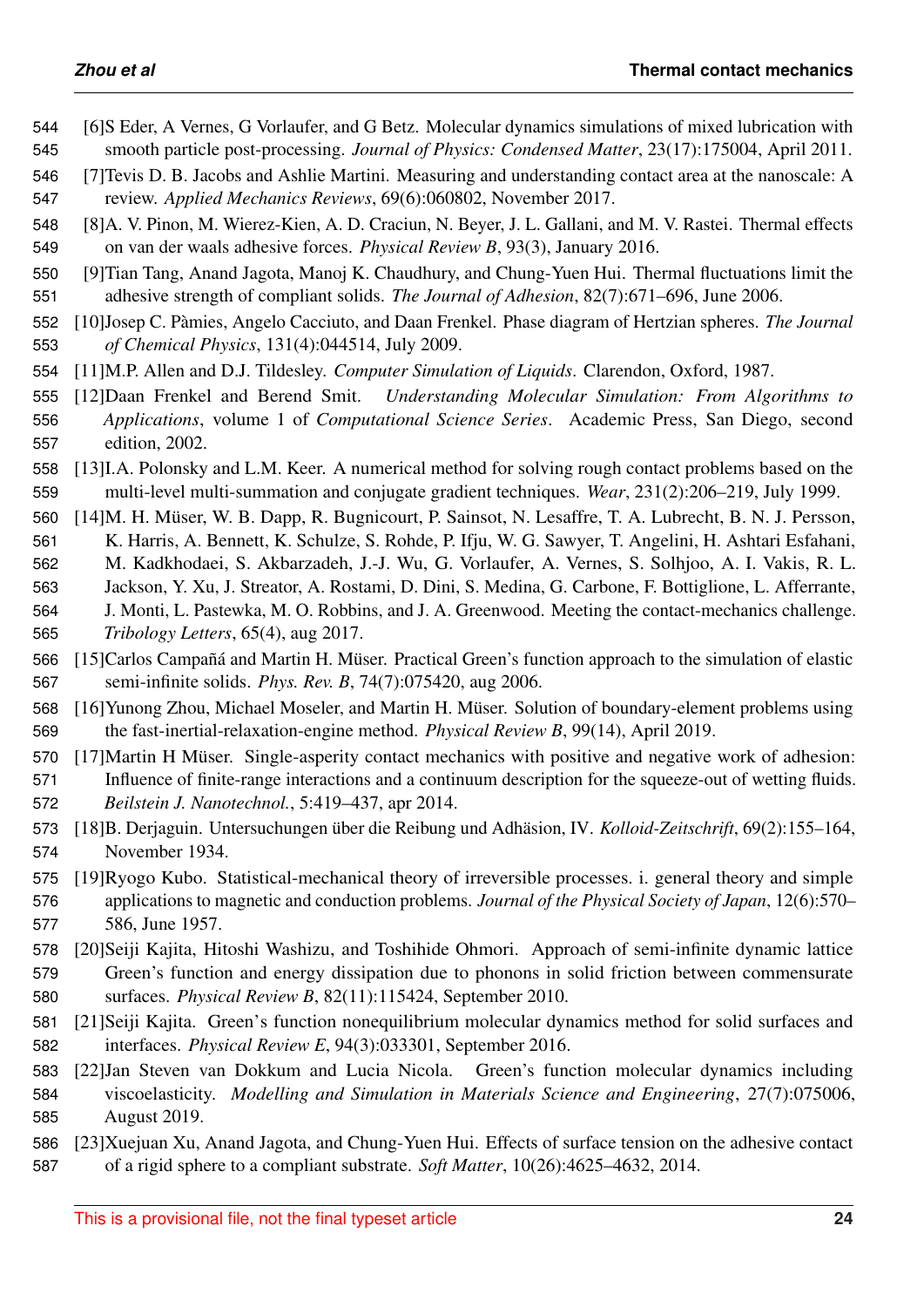[6]S Eder, A Vernes, G Vorlaufer, and G Betz. Molecular dynamics simulations of mixed lubrication with smooth particle post-processing. *Journal of Physics: Condensed Matter*, 23(17):175004, April 2011.

[7]Tevis D. B. Jacobs and Ashlie Martini. Measuring and understanding contact area at the nanoscale: A review. *Applied Mechanics Reviews*, 69(6):060802, November 2017.

[8]A. V. Pinon, M. Wierez-Kien, A. D. Craciun, N. Beyer, J. L. Gallani, and M. V. Rastei. Thermal effects on van der waals adhesive forces. *Physical Review B*, 93(3), January 2016.

[9]Tian Tang, Anand Jagota, Manoj K. Chaudhury, and Chung-Yuen Hui. Thermal fluctuations limit the adhesive strength of compliant solids. *The Journal of Adhesion*, 82(7):671–696, June 2006.

[10]Josep C. Pàmies, Angelo Cacciuto, and Daan Frenkel. Phase diagram of Hertzian spheres. *The Journal of Chemical Physics*, 131(4):044514, July 2009.

[11]M.P. Allen and D.J. Tildesley. *Computer Simulation of Liquids*. Clarendon, Oxford, 1987.

[12]Daan Frenkel and Berend Smit. *Understanding Molecular Simulation: From Algorithms to Applications*, volume 1 of *Computational Science Series*. Academic Press, San Diego, second edition, 2002.

[13]I.A. Polonsky and L.M. Keer. A numerical method for solving rough contact problems based on the multi-level multi-summation and conjugate gradient techniques. *Wear*, 231(2):206–219, July 1999.

[14]M. H. Müser, W. B. Dapp, R. Bugnicourt, P. Sainsot, N. Lesaffre, T. A. Lubrecht, B. N. J. Persson, K. Harris, A. Bennett, K. Schulze, S. Rohde, P. Ifju, W. G. Sawyer, T. Angelini, H. Ashtari Esfahani, M. Kadkhodaei, S. Akbarzadeh, J.-J. Wu, G. Vorlaufer, A. Vernes, S. Solhjoo, A. I. Vakis, R. L. Jackson, Y. Xu, J. Streator, A. Rostami, D. Dini, S. Medina, G. Carbone, F. Bottiglione, L. Afferrante, J. Monti, L. Pastewka, M. O. Robbins, and J. A. Greenwood. Meeting the contact-mechanics challenge. *Tribology Letters*, 65(4), aug 2017.

[15]Carlos Campañá and Martin H. Müser. Practical Green's function approach to the simulation of elastic semi-infinite solids. *Phys. Rev. B*, 74(7):075420, aug 2006.

[16]Yunong Zhou, Michael Moseler, and Martin H. Müser. Solution of boundary-element problems using the fast-inertial-relaxation-engine method. *Physical Review B*, 99(14), April 2019.

[17]Martin H Müser. Single-asperity contact mechanics with positive and negative work of adhesion: Influence of finite-range interactions and a continuum description for the squeeze-out of wetting fluids. *Beilstein J. Nanotechnol.*, 5:419–437, apr 2014.

[18]B. Derjaguin. Untersuchungen über die Reibung und Adhäsion, IV. *Kolloid-Zeitschrift*, 69(2):155–164, November 1934.

[19]Ryogo Kubo. Statistical-mechanical theory of irreversible processes. i. general theory and simple applications to magnetic and conduction problems. *Journal of the Physical Society of Japan*, 12(6):570–586, June 1957.

[20]Seiji Kajita, Hitoshi Washizu, and Toshihide Ohmori. Approach of semi-infinite dynamic lattice Green's function and energy dissipation due to phonons in solid friction between commensurate surfaces. *Physical Review B*, 82(11):115424, September 2010.

[21]Seiji Kajita. Green's function nonequilibrium molecular dynamics method for solid surfaces and interfaces. *Physical Review E*, 94(3):033301, September 2016.

[22]Jan Steven van Dokkum and Lucia Nicola. Green's function molecular dynamics including viscoelasticity. *Modelling and Simulation in Materials Science and Engineering*, 27(7):075006, August 2019.

[23]Xuejuan Xu, Anand Jagota, and Chung-Yuen Hui. Effects of surface tension on the adhesive contact of a rigid sphere to a compliant substrate. *Soft Matter*, 10(26):4625–4632, 2014.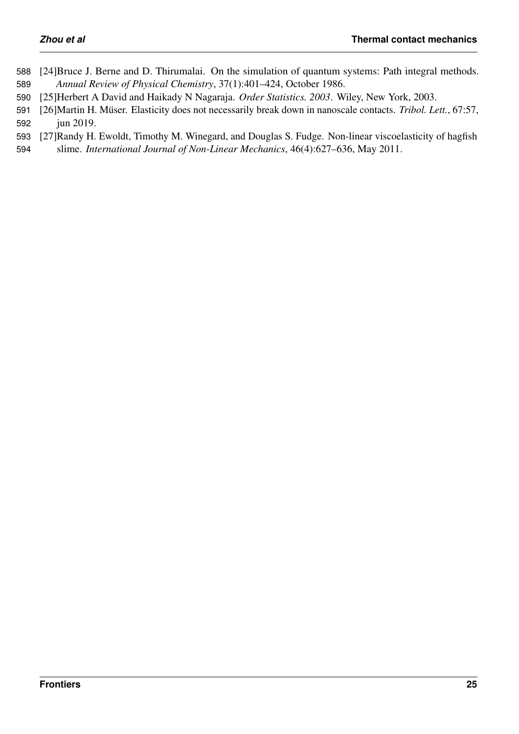[24]Bruce J. Berne and D. Thirumalai. On the simulation of quantum systems: Path integral methods. *Annual Review of Physical Chemistry*, 37(1):401–424, October 1986.

[25]Herbert A David and Haikady N Nagaraja. *Order Statistics. 2003*. Wiley, New York, 2003.

[26]Martin H. Müser. Elasticity does not necessarily break down in nanoscale contacts. *Tribol. Lett.*, 67:57, jun 2019.

[27]Randy H. Ewoldt, Timothy M. Winegard, and Douglas S. Fudge. Non-linear viscoelasticity of hagfish slime. *International Journal of Non-Linear Mechanics*, 46(4):627–636, May 2011.